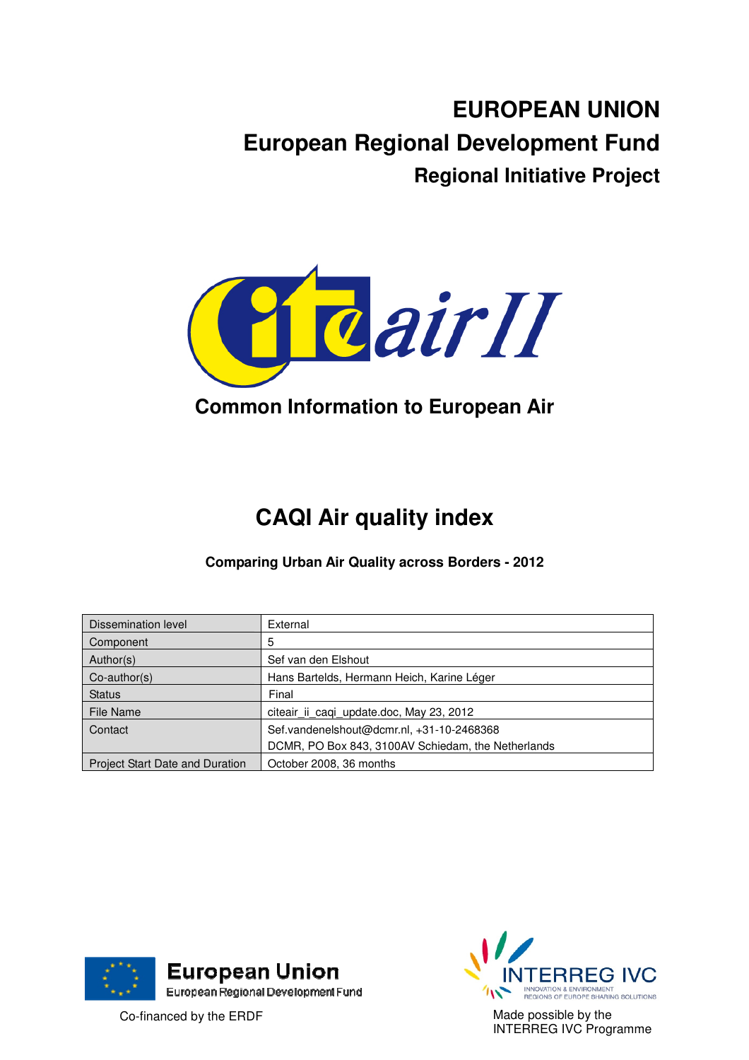# EUROPEAN UNION

## European Regional Development Fund

### Regional Initiative Project

Common Information to European Air

# CAQI Air quality index

**Comparing Urban Air Quality across Borders - 2012**

| Dissemination level | External |
|---|---|
| Component | 5 |
| Author(s) | Sef van den Elshout |
| Co-author(s) | Hans Bartelds, Hermann Heich, Karine Léger |
| Status | Final |
| File Name | citeair_ii_caqi_update.doc, May 23, 2012 |
| Contact | Sef.vandenelshout@dcmr.nl, +31-10-2468368<br>DCMR, PO Box 843, 3100AV Schiedam, the Netherlands |
| Project Start Date and Duration | October 2008, 36 months |

European Union
European Regional Development Fund

Co-financed by the ERDF

INTERREG IVC
INNOVATION & ENVIRONMENT
REGIONS OF EUROPE SHARING SOLUTIONS

Made possible by the INTERREG IVC Programme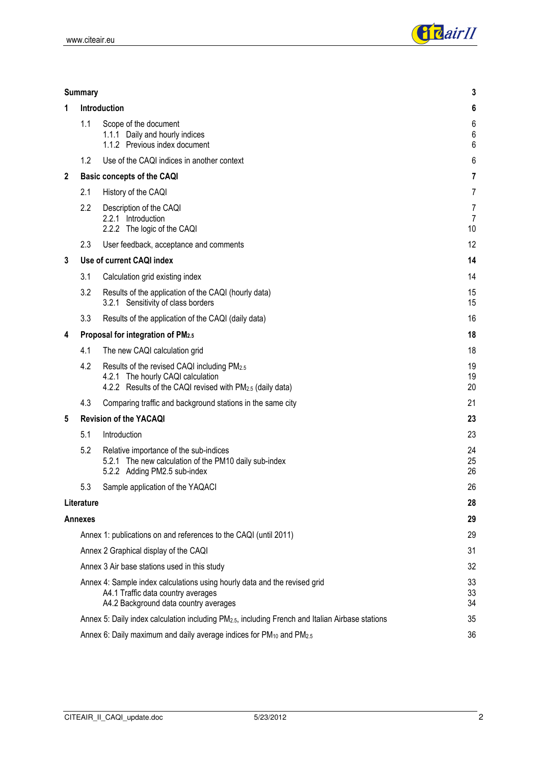| | | | |
|---|---|---|---|
| **Summary** | | | **3** |
| **1** | **Introduction** | | **6** |
| | 1.1 | Scope of the document | 6 |
| | | 1.1.1 Daily and hourly indices | 6 |
| | | 1.1.2 Previous index document | 6 |
| | 1.2 | Use of the CAQI indices in another context | 6 |
| **2** | **Basic concepts of the CAQI** | | **7** |
| | 2.1 | History of the CAQI | 7 |
| | 2.2 | Description of the CAQI | 7 |
| | | 2.2.1 Introduction | 7 |
| | | 2.2.2 The logic of the CAQI | 10 |
| | 2.3 | User feedback, acceptance and comments | 12 |
| **3** | **Use of current CAQI index** | | **14** |
| | 3.1 | Calculation grid existing index | 14 |
| | 3.2 | Results of the application of the CAQI (hourly data) | 15 |
| | | 3.2.1 Sensitivity of class borders | 15 |
| | 3.3 | Results of the application of the CAQI (daily data) | 16 |
| **4** | **Proposal for integration of $PM_{2.5}$** | | **18** |
| | 4.1 | The new CAQI calculation grid | 18 |
| | 4.2 | Results of the revised CAQI including $PM_{2.5}$ | 19 |
| | | 4.2.1 The hourly CAQI calculation | 19 |
| | | 4.2.2 Results of the CAQI revised with $PM_{2.5}$ (daily data) | 20 |
| | 4.3 | Comparing traffic and background stations in the same city | 21 |
| **5** | **Revision of the YACAQI** | | **23** |
| | 5.1 | Introduction | 23 |
| | 5.2 | Relative importance of the sub-indices | 24 |
| | | 5.2.1 The new calculation of the PM10 daily sub-index | 25 |
| | | 5.2.2 Adding PM2.5 sub-index | 26 |
| | 5.3 | Sample application of the YAQACI | 26 |
| **Literature** | | | **28** |
| **Annexes** | | | **29** |
| | Annex 1: publications on and references to the CAQI (until 2011) | | 29 |
| | Annex 2 Graphical display of the CAQI | | 31 |
| | Annex 3 Air base stations used in this study | | 32 |
| | Annex 4: Sample index calculations using hourly data and the revised grid | | 33 |
| | | A4.1 Traffic data country averages | 33 |
| | | A4.2 Background data country averages | 34 |
| | Annex 5: Daily index calculation including $PM_{2.5}$, including French and Italian Airbase stations | | 35 |
| | Annex 6: Daily maximum and daily average indices for $PM_{10}$ and $PM_{2.5}$ | | 36 |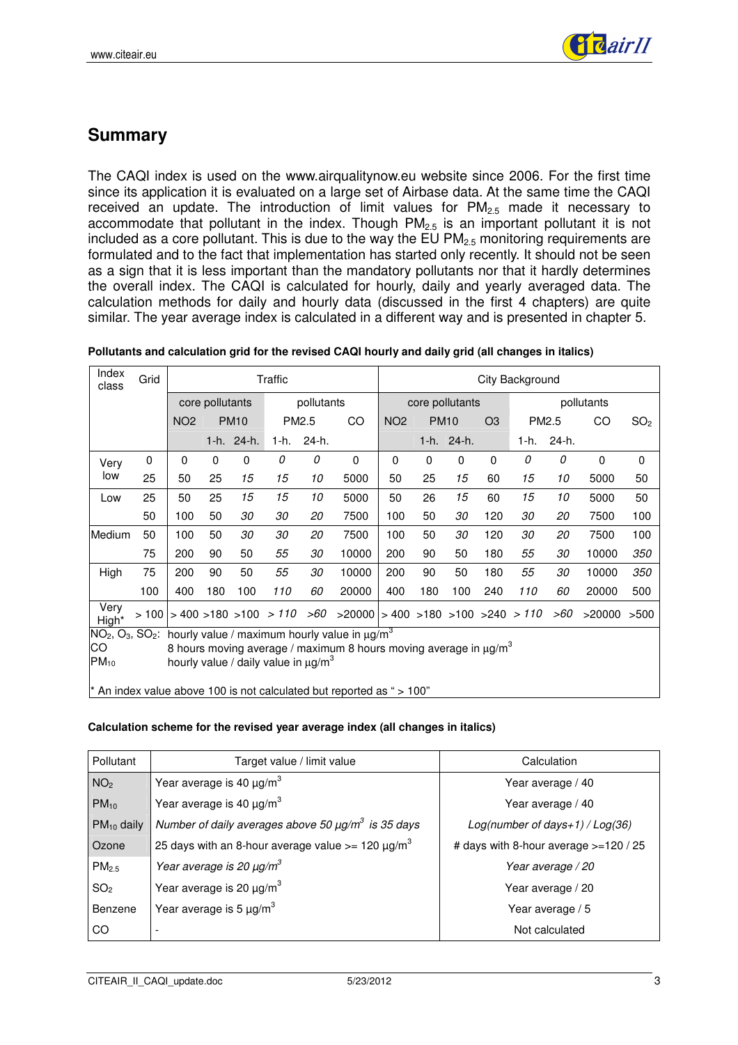## Summary

The CAQI index is used on the www.airqualitynow.eu website since 2006. For the first time since its application it is evaluated on a large set of Airbase data. At the same time the CAQI received an update. The introduction of limit values for $PM_{2.5}$ made it necessary to accommodate that pollutant in the index. Though $PM_{2.5}$ is an important pollutant it is not included as a core pollutant. This is due to the way the EU $PM_{2.5}$ monitoring requirements are formulated and to the fact that implementation has started only recently. It should not be seen as a sign that it is less important than the mandatory pollutants nor that it hardly determines the overall index. The CAQI is calculated for hourly, daily and yearly averaged data. The calculation methods for daily and hourly data (discussed in the first 4 chapters) are quite similar. The year average index is calculated in a different way and is presented in chapter 5.

**Pollutants and calculation grid for the revised CAQI hourly and daily grid (all changes in italics)**

| Index class | Grid | Traffic | | | | | | City Background | | | | | | | |
|---|---|---|---|---|---|---|---|---|---|---|---|---|---|---|---|
| | | core pollutants | | | pollutants | | | core pollutants | | | | pollutants | | | |
| | | NO2 | PM10 | | PM2.5 | | CO | NO2 | PM10 | | O3 | PM2.5 | | CO | $SO_2$ |
| | | | 1-h. | 24-h. | 1-h. | 24-h. | | | 1-h. | 24-h. | | 1-h. | 24-h. | | |
| Very low | 0 | 0 | 0 | 0 | *0* | *0* | 0 | 0 | 0 | 0 | 0 | *0* | *0* | 0 | 0 |
| | 25 | 50 | 25 | *15* | *15* | *10* | 5000 | 50 | 25 | *15* | 60 | *15* | *10* | 5000 | 50 |
| Low | 25 | 50 | 25 | *15* | *15* | *10* | 5000 | 50 | 26 | *15* | 60 | *15* | *10* | 5000 | 50 |
| | 50 | 100 | 50 | *30* | *30* | *20* | 7500 | 100 | 50 | *30* | 120 | *30* | *20* | 7500 | 100 |
| Medium | 50 | 100 | 50 | *30* | *30* | *20* | 7500 | 100 | 50 | *30* | 120 | *30* | *20* | 7500 | 100 |
| | 75 | 200 | 90 | 50 | *55* | *30* | 10000 | 200 | 90 | 50 | 180 | *55* | *30* | 10000 | *350* |
| High | 75 | 200 | 90 | 50 | *55* | *30* | 10000 | 200 | 90 | 50 | 180 | *55* | *30* | 10000 | *350* |
| | 100 | 400 | 180 | 100 | *110* | *60* | 20000 | 400 | 180 | 100 | 240 | *110* | *60* | 20000 | 500 |
| Very High* | > 100 | > 400 | >180 | >100 | *> 110* | *>60* | >20000 | > 400 | >180 | >100 | >240 | *> 110* | *>60* | >20000 | >500 |

$NO_2$, $O_3$, $SO_2$: hourly value / maximum hourly value in µg/m³
CO: 8 hours moving average / maximum 8 hours moving average in µg/m³
$PM_{10}$: hourly value / daily value in µg/m³

\* An index value above 100 is not calculated but reported as " > 100"

**Calculation scheme for the revised year average index (all changes in italics)**

| Pollutant | Target value / limit value | Calculation |
|---|---|---|
| $NO_2$ | Year average is 40 µg/m³ | Year average / 40 |
| $PM_{10}$ | Year average is 40 µg/m³ | Year average / 40 |
| $PM_{10}$ daily | *Number of daily averages above 50 µg/m³ is 35 days* | *Log(number of days+1) / Log(36)* |
| Ozone | 25 days with an 8-hour average value >= 120 µg/m³ | # days with 8-hour average >=120 / 25 |
| $PM_{2.5}$ | *Year average is 20 µg/m³* | *Year average / 20* |
| $SO_2$ | Year average is 20 µg/m³ | Year average / 20 |
| Benzene | Year average is 5 µg/m³ | Year average / 5 |
| CO | - | Not calculated |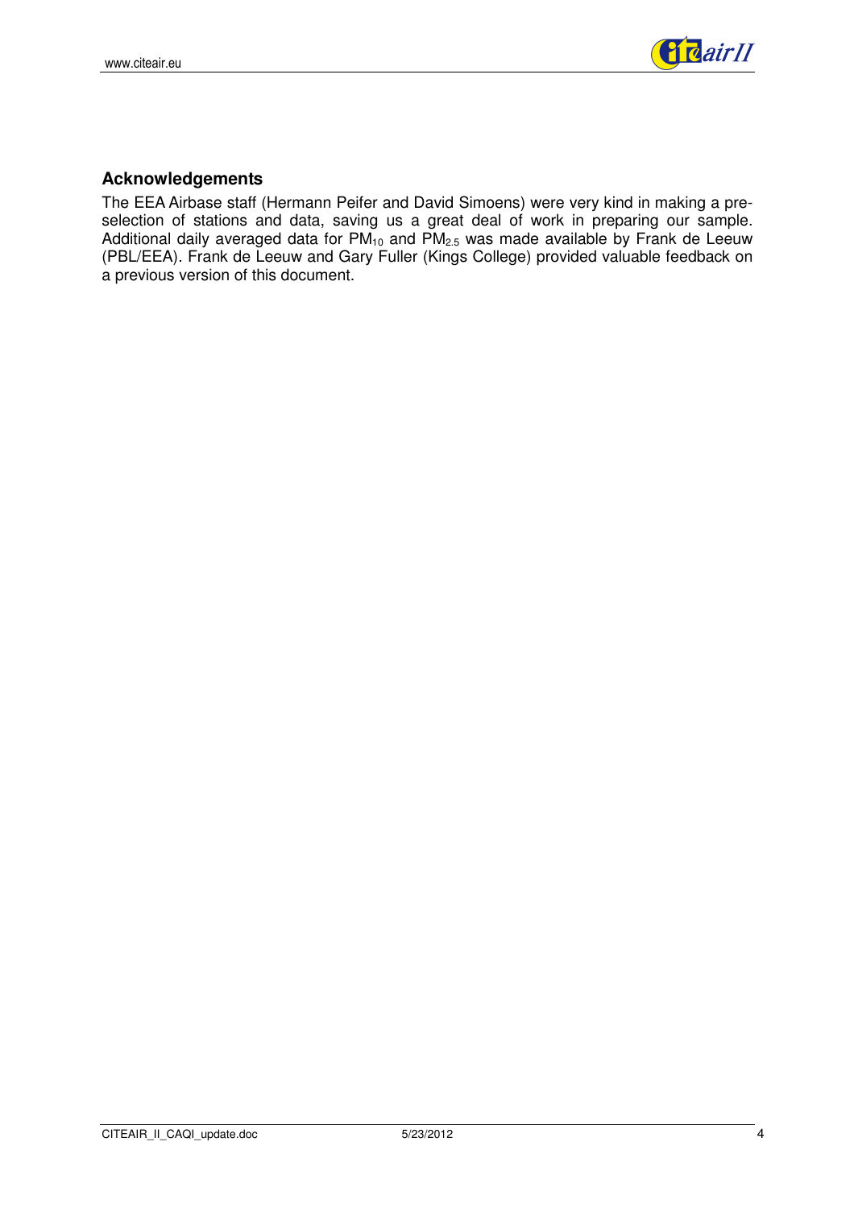## Acknowledgements

The EEA Airbase staff (Hermann Peifer and David Simoens) were very kind in making a pre-selection of stations and data, saving us a great deal of work in preparing our sample. Additional daily averaged data for $PM_{10}$ and $PM_{2.5}$ was made available by Frank de Leeuw (PBL/EEA). Frank de Leeuw and Gary Fuller (Kings College) provided valuable feedback on a previous version of this document.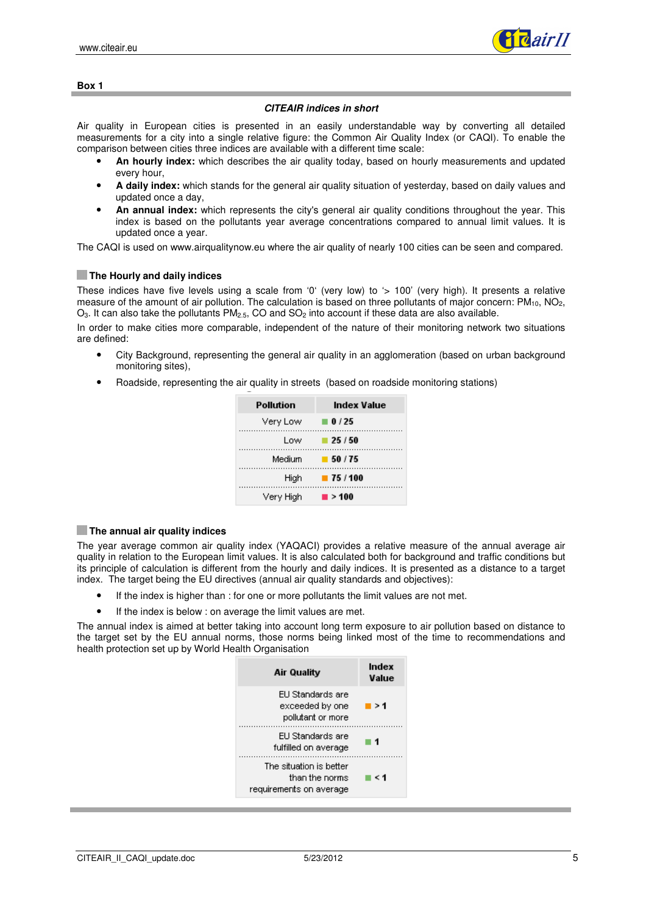**Box 1**

***CITEAIR indices in short***

Air quality in European cities is presented in an easily understandable way by converting all detailed measurements for a city into a single relative figure: the Common Air Quality Index (or CAQI). To enable the comparison between cities three indices are available with a different time scale:

- **An hourly index:** which describes the air quality today, based on hourly measurements and updated every hour,
- **A daily index:** which stands for the general air quality situation of yesterday, based on daily values and updated once a day,
- **An annual index:** which represents the city's general air quality conditions throughout the year. This index is based on the pollutants year average concentrations compared to annual limit values. It is updated once a year.

The CAQI is used on www.airqualitynow.eu where the air quality of nearly 100 cities can be seen and compared.

### The Hourly and daily indices

These indices have five levels using a scale from '0' (very low) to '> 100' (very high). It presents a relative measure of the amount of air pollution. The calculation is based on three pollutants of major concern: $PM_{10}$, $NO_2$, $O_3$. It can also take the pollutants $PM_{2.5}$, CO and $SO_2$ into account if these data are also available.

In order to make cities more comparable, independent of the nature of their monitoring network two situations are defined:

- City Background, representing the general air quality in an agglomeration (based on urban background monitoring sites),
- Roadside, representing the air quality in streets (based on roadside monitoring stations)

| Pollution | Index Value |
|---|---|
| Very Low | 0 / 25 |
| Low | 25 / 50 |
| Medium | 50 / 75 |
| High | 75 / 100 |
| Very High | > 100 |

### The annual air quality indices

The year average common air quality index (YAQACI) provides a relative measure of the annual average air quality in relation to the European limit values. It is also calculated both for background and traffic conditions but its principle of calculation is different from the hourly and daily indices. It is presented as a distance to a target index. The target being the EU directives (annual air quality standards and objectives):

- If the index is higher than : for one or more pollutants the limit values are not met.
- If the index is below : on average the limit values are met.

The annual index is aimed at better taking into account long term exposure to air pollution based on distance to the target set by the EU annual norms, those norms being linked most of the time to recommendations and health protection set up by World Health Organisation

| Air Quality | Index Value |
|---|---|
| EU Standards are exceeded by one pollutant or more | > 1 |
| EU Standards are fulfilled on average | 1 |
| The situation is better than the norms requirements on average | < 1 |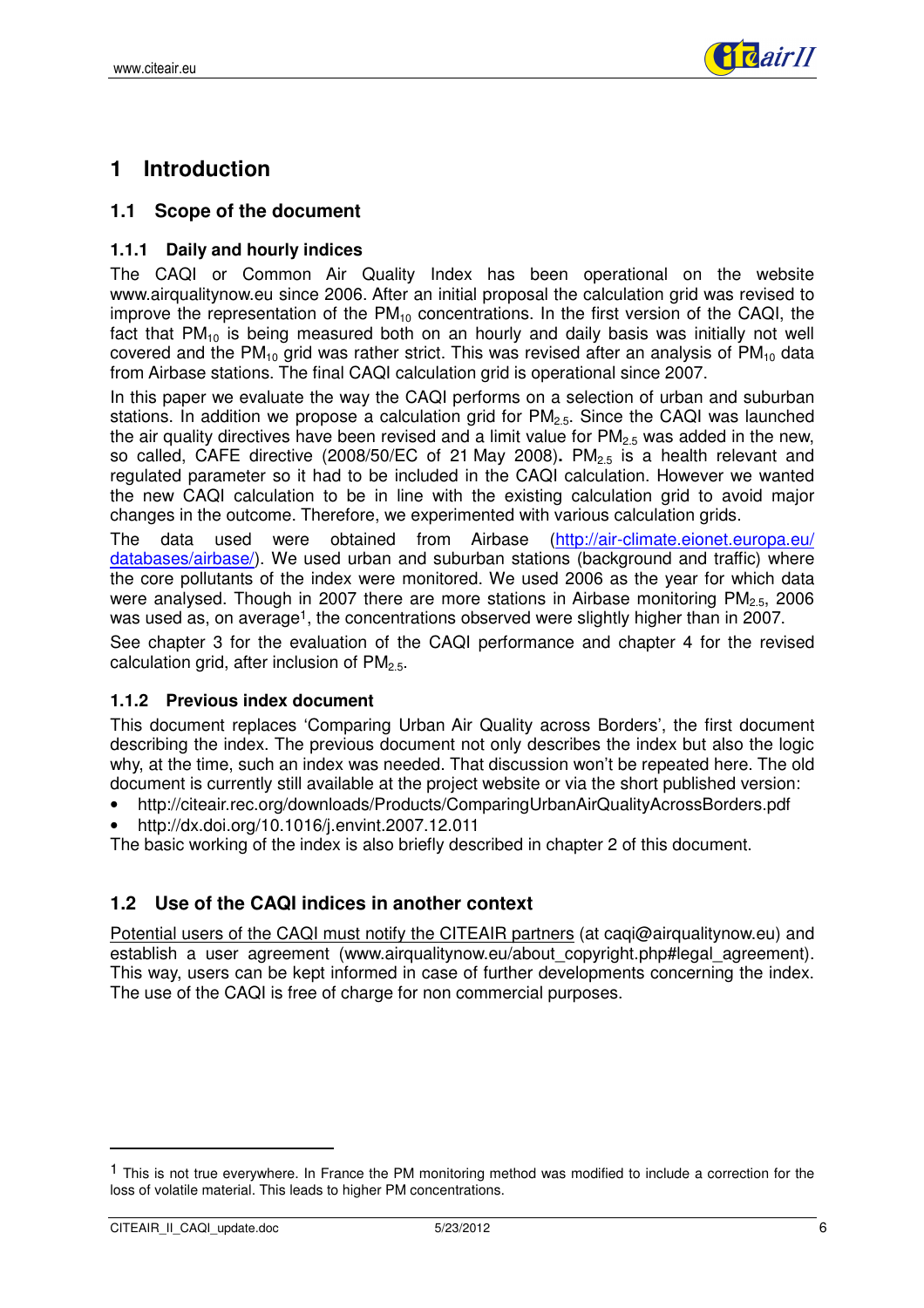# 1 Introduction

## 1.1 Scope of the document

### 1.1.1 Daily and hourly indices

The CAQI or Common Air Quality Index has been operational on the website www.airqualitynow.eu since 2006. After an initial proposal the calculation grid was revised to improve the representation of the $PM_{10}$ concentrations. In the first version of the CAQI, the fact that $PM_{10}$ is being measured both on an hourly and daily basis was initially not well covered and the $PM_{10}$ grid was rather strict. This was revised after an analysis of $PM_{10}$ data from Airbase stations. The final CAQI calculation grid is operational since 2007.

In this paper we evaluate the way the CAQI performs on a selection of urban and suburban stations. In addition we propose a calculation grid for $PM_{2.5}$. Since the CAQI was launched the air quality directives have been revised and a limit value for $PM_{2.5}$ was added in the new, so called, CAFE directive (2008/50/EC of 21 May 2008). $PM_{2.5}$ is a health relevant and regulated parameter so it had to be included in the CAQI calculation. However we wanted the new CAQI calculation to be in line with the existing calculation grid to avoid major changes in the outcome. Therefore, we experimented with various calculation grids.

The data used were obtained from Airbase (http://air-climate.eionet.europa.eu/databases/airbase/). We used urban and suburban stations (background and traffic) where the core pollutants of the index were monitored. We used 2006 as the year for which data were analysed. Though in 2007 there are more stations in Airbase monitoring $PM_{2.5}$, 2006 was used as, on average[1], the concentrations observed were slightly higher than in 2007.

See chapter 3 for the evaluation of the CAQI performance and chapter 4 for the revised calculation grid, after inclusion of $PM_{2.5}$.

### 1.1.2 Previous index document

This document replaces 'Comparing Urban Air Quality across Borders', the first document describing the index. The previous document not only describes the index but also the logic why, at the time, such an index was needed. That discussion won't be repeated here. The old document is currently still available at the project website or via the short published version:

- http://citeair.rec.org/downloads/Products/ComparingUrbanAirQualityAcrossBorders.pdf
- http://dx.doi.org/10.1016/j.envint.2007.12.011

The basic working of the index is also briefly described in chapter 2 of this document.

## 1.2 Use of the CAQI indices in another context

Potential users of the CAQI must notify the CITEAIR partners (at caqi@airqualitynow.eu) and establish a user agreement (www.airqualitynow.eu/about_copyright.php#legal_agreement). This way, users can be kept informed in case of further developments concerning the index. The use of the CAQI is free of charge for non commercial purposes.

[1] This is not true everywhere. In France the PM monitoring method was modified to include a correction for the loss of volatile material. This leads to higher PM concentrations.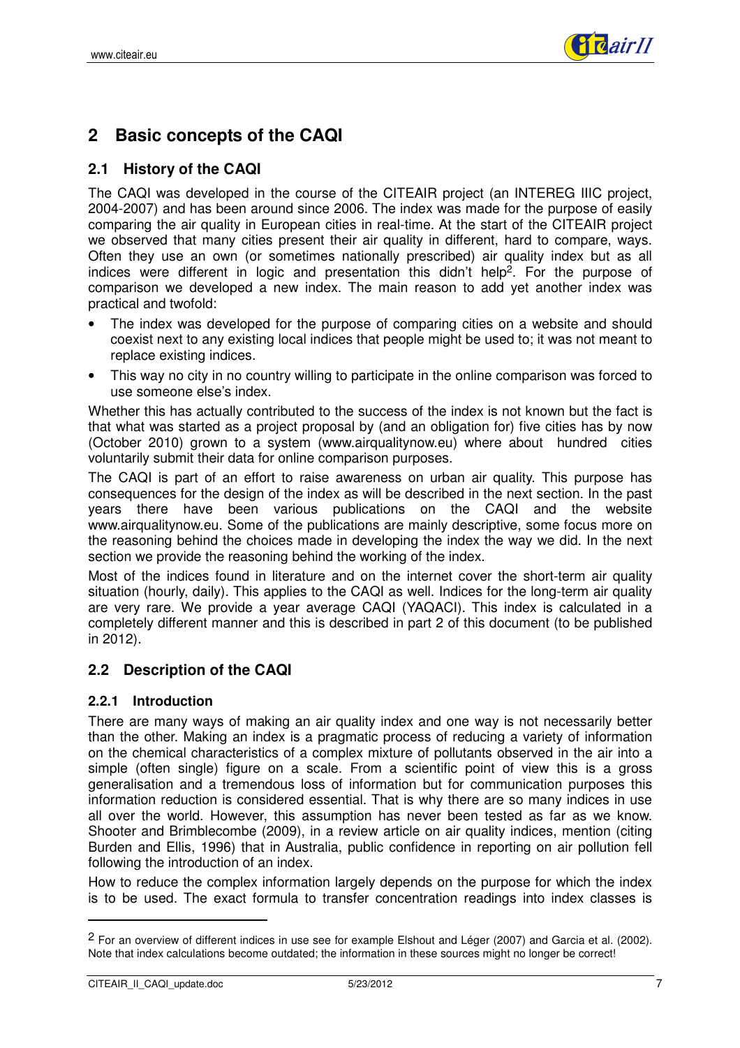# 2 Basic concepts of the CAQI

## 2.1 History of the CAQI

The CAQI was developed in the course of the CITEAIR project (an INTEREG IIIC project, 2004-2007) and has been around since 2006. The index was made for the purpose of easily comparing the air quality in European cities in real-time. At the start of the CITEAIR project we observed that many cities present their air quality in different, hard to compare, ways. Often they use an own (or sometimes nationally prescribed) air quality index but as all indices were different in logic and presentation this didn't help[2]. For the purpose of comparison we developed a new index. The main reason to add yet another index was practical and twofold:

- The index was developed for the purpose of comparing cities on a website and should coexist next to any existing local indices that people might be used to; it was not meant to replace existing indices.
- This way no city in no country willing to participate in the online comparison was forced to use someone else's index.

Whether this has actually contributed to the success of the index is not known but the fact is that what was started as a project proposal by (and an obligation for) five cities has by now (October 2010) grown to a system (www.airqualitynow.eu) where about hundred cities voluntarily submit their data for online comparison purposes.

The CAQI is part of an effort to raise awareness on urban air quality. This purpose has consequences for the design of the index as will be described in the next section. In the past years there have been various publications on the CAQI and the website www.airqualitynow.eu. Some of the publications are mainly descriptive, some focus more on the reasoning behind the choices made in developing the index the way we did. In the next section we provide the reasoning behind the working of the index.

Most of the indices found in literature and on the internet cover the short-term air quality situation (hourly, daily). This applies to the CAQI as well. Indices for the long-term air quality are very rare. We provide a year average CAQI (YAQACI). This index is calculated in a completely different manner and this is described in part 2 of this document (to be published in 2012).

## 2.2 Description of the CAQI

### 2.2.1 Introduction

There are many ways of making an air quality index and one way is not necessarily better than the other. Making an index is a pragmatic process of reducing a variety of information on the chemical characteristics of a complex mixture of pollutants observed in the air into a simple (often single) figure on a scale. From a scientific point of view this is a gross generalisation and a tremendous loss of information but for communication purposes this information reduction is considered essential. That is why there are so many indices in use all over the world. However, this assumption has never been tested as far as we know. Shooter and Brimblecombe (2009), in a review article on air quality indices, mention (citing Burden and Ellis, 1996) that in Australia, public confidence in reporting on air pollution fell following the introduction of an index.

How to reduce the complex information largely depends on the purpose for which the index is to be used. The exact formula to transfer concentration readings into index classes is

[2] For an overview of different indices in use see for example Elshout and Léger (2007) and Garcia et al. (2002). Note that index calculations become outdated; the information in these sources might no longer be correct!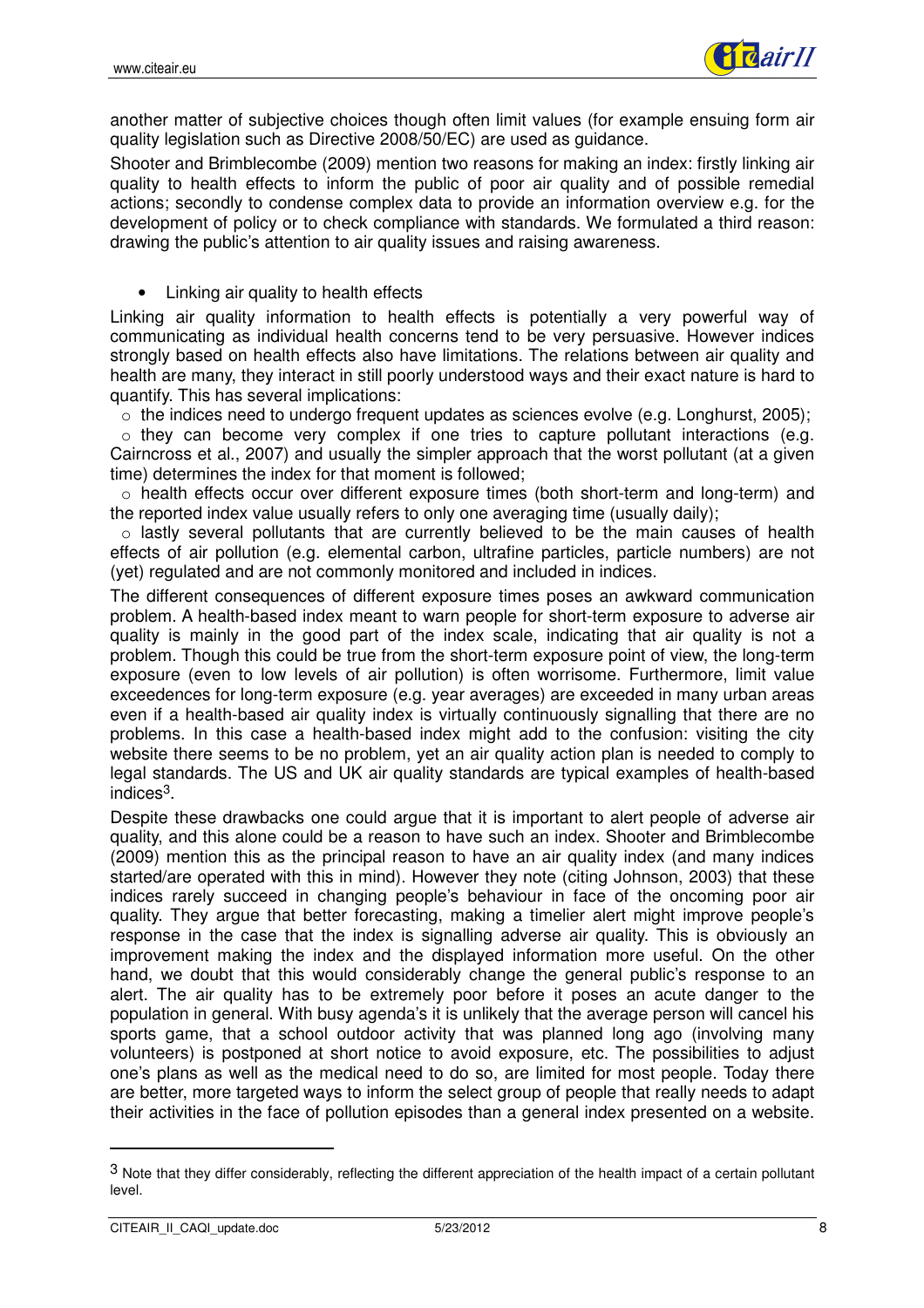another matter of subjective choices though often limit values (for example ensuing form air quality legislation such as Directive 2008/50/EC) are used as guidance.

Shooter and Brimblecombe (2009) mention two reasons for making an index: firstly linking air quality to health effects to inform the public of poor air quality and of possible remedial actions; secondly to condense complex data to provide an information overview e.g. for the development of policy or to check compliance with standards. We formulated a third reason: drawing the public's attention to air quality issues and raising awareness.

- Linking air quality to health effects

Linking air quality information to health effects is potentially a very powerful way of communicating as individual health concerns tend to be very persuasive. However indices strongly based on health effects also have limitations. The relations between air quality and health are many, they interact in still poorly understood ways and their exact nature is hard to quantify. This has several implications:

- the indices need to undergo frequent updates as sciences evolve (e.g. Longhurst, 2005);
- they can become very complex if one tries to capture pollutant interactions (e.g. Cairncross et al., 2007) and usually the simpler approach that the worst pollutant (at a given time) determines the index for that moment is followed;
- health effects occur over different exposure times (both short-term and long-term) and the reported index value usually refers to only one averaging time (usually daily);
- lastly several pollutants that are currently believed to be the main causes of health effects of air pollution (e.g. elemental carbon, ultrafine particles, particle numbers) are not (yet) regulated and are not commonly monitored and included in indices.

The different consequences of different exposure times poses an awkward communication problem. A health-based index meant to warn people for short-term exposure to adverse air quality is mainly in the good part of the index scale, indicating that air quality is not a problem. Though this could be true from the short-term exposure point of view, the long-term exposure (even to low levels of air pollution) is often worrisome. Furthermore, limit value exceedences for long-term exposure (e.g. year averages) are exceeded in many urban areas even if a health-based air quality index is virtually continuously signalling that there are no problems. In this case a health-based index might add to the confusion: visiting the city website there seems to be no problem, yet an air quality action plan is needed to comply to legal standards. The US and UK air quality standards are typical examples of health-based indices[3].

Despite these drawbacks one could argue that it is important to alert people of adverse air quality, and this alone could be a reason to have such an index. Shooter and Brimblecombe (2009) mention this as the principal reason to have an air quality index (and many indices started/are operated with this in mind). However they note (citing Johnson, 2003) that these indices rarely succeed in changing people's behaviour in face of the oncoming poor air quality. They argue that better forecasting, making a timelier alert might improve people's response in the case that the index is signalling adverse air quality. This is obviously an improvement making the index and the displayed information more useful. On the other hand, we doubt that this would considerably change the general public's response to an alert. The air quality has to be extremely poor before it poses an acute danger to the population in general. With busy agenda's it is unlikely that the average person will cancel his sports game, that a school outdoor activity that was planned long ago (involving many volunteers) is postponed at short notice to avoid exposure, etc. The possibilities to adjust one's plans as well as the medical need to do so, are limited for most people. Today there are better, more targeted ways to inform the select group of people that really needs to adapt their activities in the face of pollution episodes than a general index presented on a website.

[3] Note that they differ considerably, reflecting the different appreciation of the health impact of a certain pollutant level.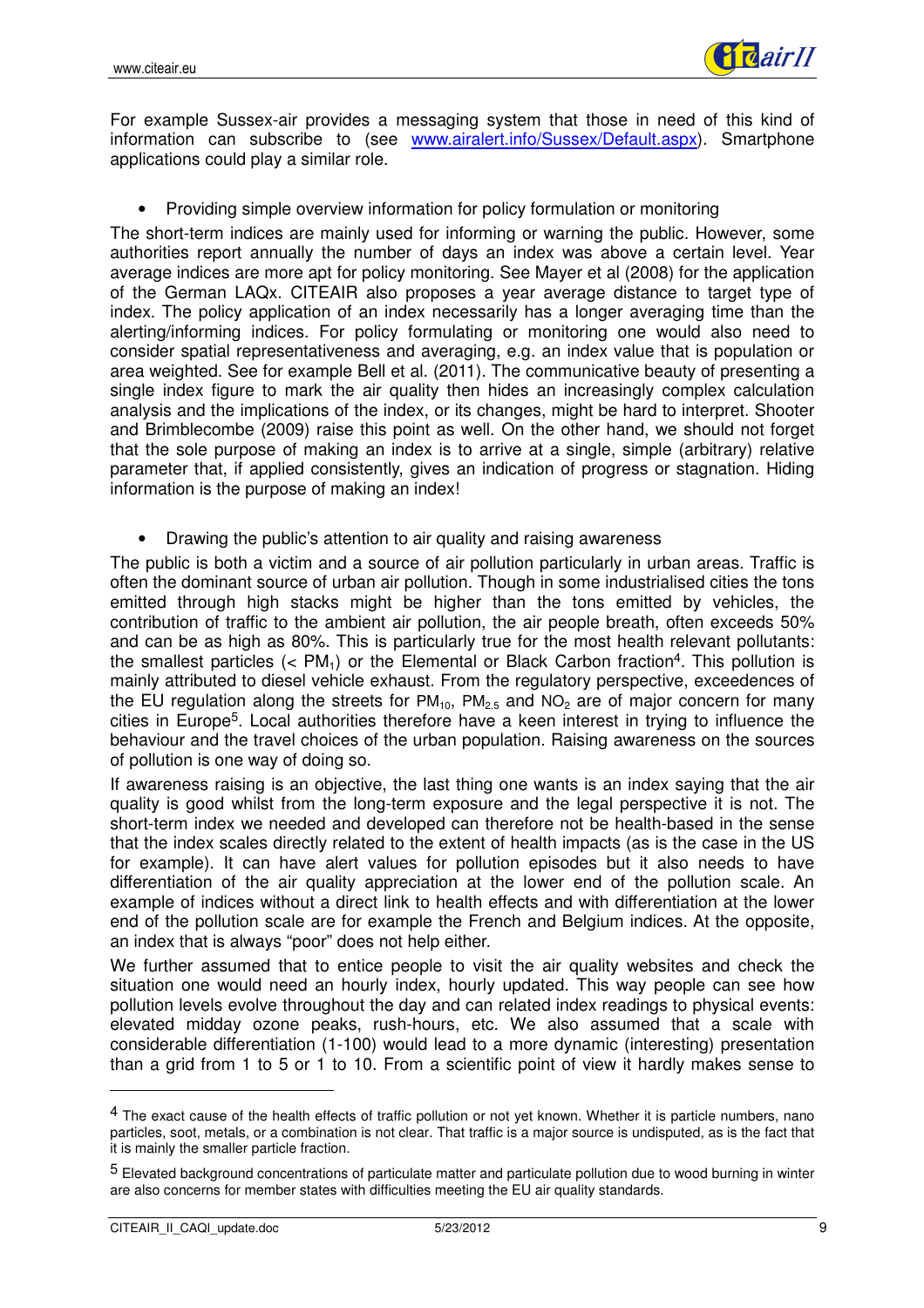For example Sussex-air provides a messaging system that those in need of this kind of information can subscribe to (see [www.airalert.info/Sussex/Default.aspx](www.airalert.info/Sussex/Default.aspx)). Smartphone applications could play a similar role.

- Providing simple overview information for policy formulation or monitoring

The short-term indices are mainly used for informing or warning the public. However, some authorities report annually the number of days an index was above a certain level. Year average indices are more apt for policy monitoring. See Mayer et al (2008) for the application of the German LAQx. CITEAIR also proposes a year average distance to target type of index. The policy application of an index necessarily has a longer averaging time than the alerting/informing indices. For policy formulating or monitoring one would also need to consider spatial representativeness and averaging, e.g. an index value that is population or area weighted. See for example Bell et al. (2011). The communicative beauty of presenting a single index figure to mark the air quality then hides an increasingly complex calculation analysis and the implications of the index, or its changes, might be hard to interpret. Shooter and Brimblecombe (2009) raise this point as well. On the other hand, we should not forget that the sole purpose of making an index is to arrive at a single, simple (arbitrary) relative parameter that, if applied consistently, gives an indication of progress or stagnation. Hiding information is the purpose of making an index!

- Drawing the public's attention to air quality and raising awareness

The public is both a victim and a source of air pollution particularly in urban areas. Traffic is often the dominant source of urban air pollution. Though in some industrialised cities the tons emitted through high stacks might be higher than the tons emitted by vehicles, the contribution of traffic to the ambient air pollution, the air people breath, often exceeds 50% and can be as high as 80%. This is particularly true for the most health relevant pollutants: the smallest particles (< $PM_1$) or the Elemental or Black Carbon fraction[4]. This pollution is mainly attributed to diesel vehicle exhaust. From the regulatory perspective, exceedences of the EU regulation along the streets for $PM_{10}$, $PM_{2.5}$ and $NO_2$ are of major concern for many cities in Europe[5]. Local authorities therefore have a keen interest in trying to influence the behaviour and the travel choices of the urban population. Raising awareness on the sources of pollution is one way of doing so.

If awareness raising is an objective, the last thing one wants is an index saying that the air quality is good whilst from the long-term exposure and the legal perspective it is not. The short-term index we needed and developed can therefore not be health-based in the sense that the index scales directly related to the extent of health impacts (as is the case in the US for example). It can have alert values for pollution episodes but it also needs to have differentiation of the air quality appreciation at the lower end of the pollution scale. An example of indices without a direct link to health effects and with differentiation at the lower end of the pollution scale are for example the French and Belgium indices. At the opposite, an index that is always "poor" does not help either.

We further assumed that to entice people to visit the air quality websites and check the situation one would need an hourly index, hourly updated. This way people can see how pollution levels evolve throughout the day and can related index readings to physical events: elevated midday ozone peaks, rush-hours, etc. We also assumed that a scale with considerable differentiation (1-100) would lead to a more dynamic (interesting) presentation than a grid from 1 to 5 or 1 to 10. From a scientific point of view it hardly makes sense to

---

[4] The exact cause of the health effects of traffic pollution or not yet known. Whether it is particle numbers, nano particles, soot, metals, or a combination is not clear. That traffic is a major source is undisputed, as is the fact that it is mainly the smaller particle fraction.

[5] Elevated background concentrations of particulate matter and particulate pollution due to wood burning in winter are also concerns for member states with difficulties meeting the EU air quality standards.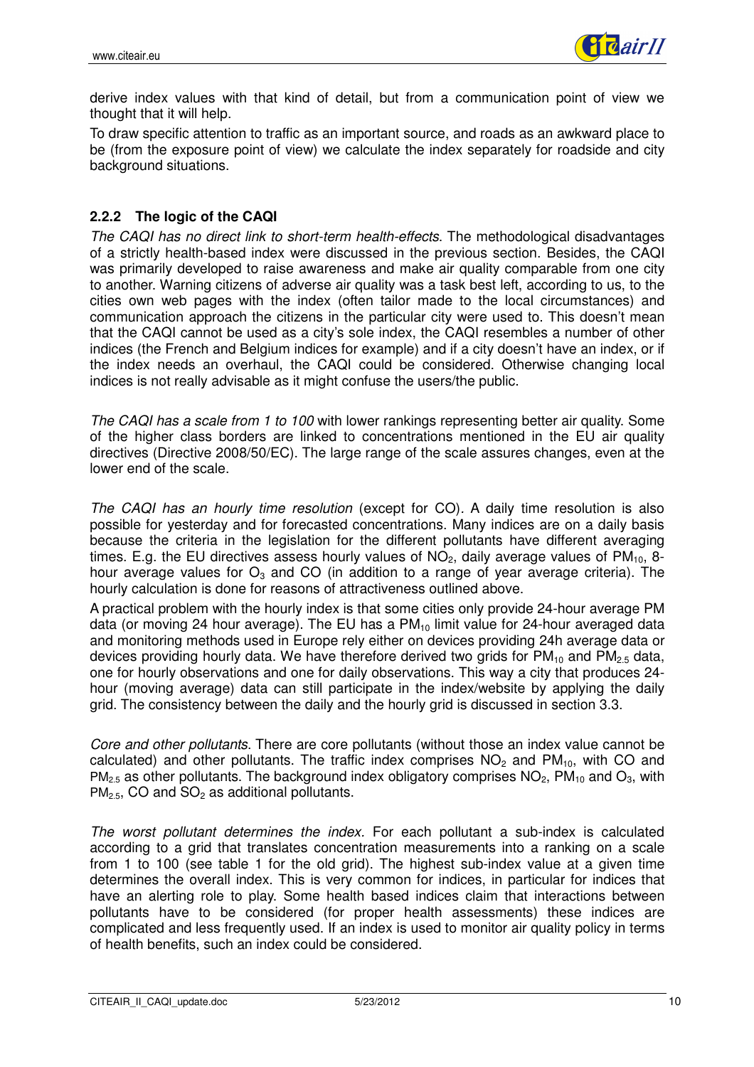derive index values with that kind of detail, but from a communication point of view we thought that it will help.

To draw specific attention to traffic as an important source, and roads as an awkward place to be (from the exposure point of view) we calculate the index separately for roadside and city background situations.

### 2.2.2 The logic of the CAQI

*The CAQI has no direct link to short-term health-effects*. The methodological disadvantages of a strictly health-based index were discussed in the previous section. Besides, the CAQI was primarily developed to raise awareness and make air quality comparable from one city to another. Warning citizens of adverse air quality was a task best left, according to us, to the cities own web pages with the index (often tailor made to the local circumstances) and communication approach the citizens in the particular city were used to. This doesn't mean that the CAQI cannot be used as a city's sole index, the CAQI resembles a number of other indices (the French and Belgium indices for example) and if a city doesn't have an index, or if the index needs an overhaul, the CAQI could be considered. Otherwise changing local indices is not really advisable as it might confuse the users/the public.

*The CAQI has a scale from 1 to 100* with lower rankings representing better air quality. Some of the higher class borders are linked to concentrations mentioned in the EU air quality directives (Directive 2008/50/EC). The large range of the scale assures changes, even at the lower end of the scale.

*The CAQI has an hourly time resolution* (except for CO). A daily time resolution is also possible for yesterday and for forecasted concentrations. Many indices are on a daily basis because the criteria in the legislation for the different pollutants have different averaging times. E.g. the EU directives assess hourly values of $NO_2$, daily average values of $PM_{10}$, 8-hour average values for $O_3$ and CO (in addition to a range of year average criteria). The hourly calculation is done for reasons of attractiveness outlined above.

A practical problem with the hourly index is that some cities only provide 24-hour average PM data (or moving 24 hour average). The EU has a $PM_{10}$ limit value for 24-hour averaged data and monitoring methods used in Europe rely either on devices providing 24h average data or devices providing hourly data. We have therefore derived two grids for $PM_{10}$ and $PM_{2.5}$ data, one for hourly observations and one for daily observations. This way a city that produces 24-hour (moving average) data can still participate in the index/website by applying the daily grid. The consistency between the daily and the hourly grid is discussed in section 3.3.

*Core and other pollutants*. There are core pollutants (without those an index value cannot be calculated) and other pollutants. The traffic index comprises $NO_2$ and $PM_{10}$, with CO and $PM_{2.5}$ as other pollutants. The background index obligatory comprises $NO_2$, $PM_{10}$ and $O_3$, with $PM_{2.5}$, CO and $SO_2$ as additional pollutants.

*The worst pollutant determines the index.* For each pollutant a sub-index is calculated according to a grid that translates concentration measurements into a ranking on a scale from 1 to 100 (see table 1 for the old grid). The highest sub-index value at a given time determines the overall index. This is very common for indices, in particular for indices that have an alerting role to play. Some health based indices claim that interactions between pollutants have to be considered (for proper health assessments) these indices are complicated and less frequently used. If an index is used to monitor air quality policy in terms of health benefits, such an index could be considered.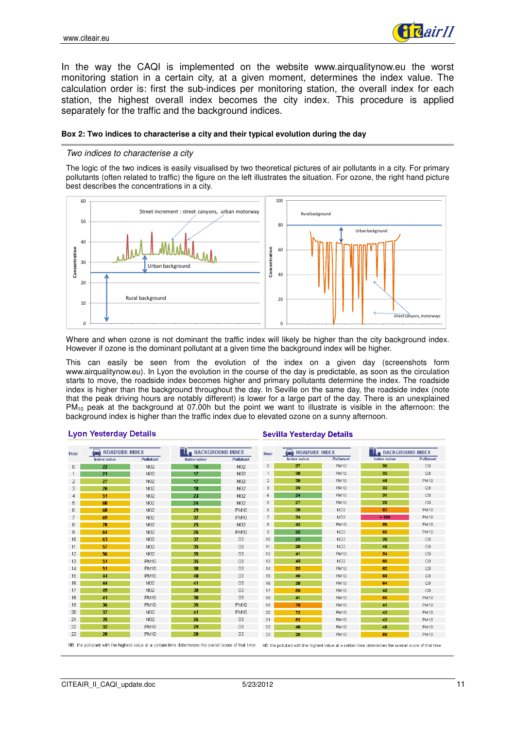In the way the CAQI is implemented on the website www.airqualitynow.eu the worst monitoring station in a certain city, at a given moment, determines the index value. The calculation order is: first the sub-indices per monitoring station, the overall index for each station, the highest overall index becomes the city index. This procedure is applied separately for the traffic and the background indices.

**Box 2: Two indices to characterise a city and their typical evolution during the day**

*Two indices to characterise a city*

The logic of the two indices is easily visualised by two theoretical pictures of air pollutants in a city. For primary pollutants (often related to traffic) the figure on the left illustrates the situation. For ozone, the right hand picture best describes the concentrations in a city.

Where and when ozone is not dominant the traffic index will likely be higher than the city background index. However if ozone is the dominant pollutant at a given time the background index will be higher.

This can easily be seen from the evolution of the index on a given day (screenshots form www.airqualitynow.eu). In Lyon the evolution in the course of the day is predictable, as soon as the circulation starts to move, the roadside index becomes higher and primary pollutants determine the index. The roadside index is higher than the background throughout the day. In Seville on the same day, the roadside index (note that the peak driving hours are notably different) is lower for a large part of the day. There is an unexplained $PM_{10}$ peak at the background at 07.00h but the point we want to illustrate is visible in the afternoon: the background index is higher than the traffic index due to elevated ozone on a sunny afternoon.

**Lyon Yesterday Details**

| Hour | ROADSIDE INDEX | | BACKGROUND INDEX | |
|---|---|---|---|---|
| | Index value | Pollutant | Index value | Pollutant |
| 0 | 22 | NO2 | 18 | NO2 |
| 1 | 21 | NO2 | 17 | NO2 |
| 2 | 27 | NO2 | 17 | NO2 |
| 3 | 26 | NO2 | 18 | NO2 |
| 4 | 51 | NO2 | 23 | NO2 |
| 5 | 60 | NO2 | 24 | NO2 |
| 6 | 68 | NO2 | 29 | PM10 |
| 7 | 69 | NO2 | 32 | PM10 |
| 8 | 70 | NO2 | 25 | NO2 |
| 9 | 64 | NO2 | 26 | PM10 |
| 10 | 63 | NO2 | 32 | O3 |
| 11 | 57 | NO2 | 35 | O3 |
| 12 | 56 | NO2 | 35 | O3 |
| 13 | 51 | PM10 | 35 | O3 |
| 14 | 51 | PM10 | 38 | O3 |
| 15 | 44 | PM10 | 40 | O3 |
| 16 | 44 | NO2 | 41 | O3 |
| 17 | 49 | NO2 | 38 | O3 |
| 18 | 41 | PM10 | 38 | O3 |
| 19 | 36 | PM10 | 35 | PM10 |
| 20 | 37 | NO2 | 41 | PM10 |
| 21 | 35 | NO2 | 26 | O3 |
| 22 | 32 | PM10 | 29 | O3 |
| 23 | 28 | PM10 | 28 | O3 |

NB: the pollutant with the highest value at a certain time determines the overall score of that time

**Sevilla Yesterday Details**

| Hour | ROADSIDE INDEX | | BACKGROUND INDEX | |
|---|---|---|---|---|
| | Index value | Pollutant | Index value | Pollutant |
| 0 | 37 | PM10 | 30 | O3 |
| 1 | 38 | PM10 | 32 | O3 |
| 2 | 39 | PM10 | 46 | PM10 |
| 3 | 30 | PM10 | 32 | O3 |
| 4 | 24 | PM10 | 31 | O3 |
| 5 | 27 | PM10 | 29 | O3 |
| 6 | 30 | NO2 | 83 | PM10 |
| 7 | 34 | NO2 | > 100 | PM10 |
| 8 | 42 | PM10 | 69 | PM10 |
| 9 | 22 | NO2 | 60 | PM10 |
| 10 | 23 | NO2 | 38 | O3 |
| 11 | 29 | NO2 | 46 | O3 |
| 12 | 41 | PM10 | 54 | O3 |
| 13 | 43 | NO2 | 60 | O3 |
| 14 | 53 | PM10 | 63 | O3 |
| 15 | 40 | PM10 | 69 | O3 |
| 16 | 28 | PM10 | 64 | O3 |
| 17 | 59 | PM10 | 48 | O3 |
| 18 | 41 | PM10 | 55 | PM10 |
| 19 | 76 | PM10 | 41 | PM10 |
| 20 | 72 | PM10 | 43 | PM10 |
| 21 | 52 | PM10 | 43 | PM10 |
| 22 | 49 | PM10 | 48 | PM10 |
| 23 | 30 | PM10 | 58 | PM10 |

NB: the pollutant with the highest value at a certain time determines the overall score of that time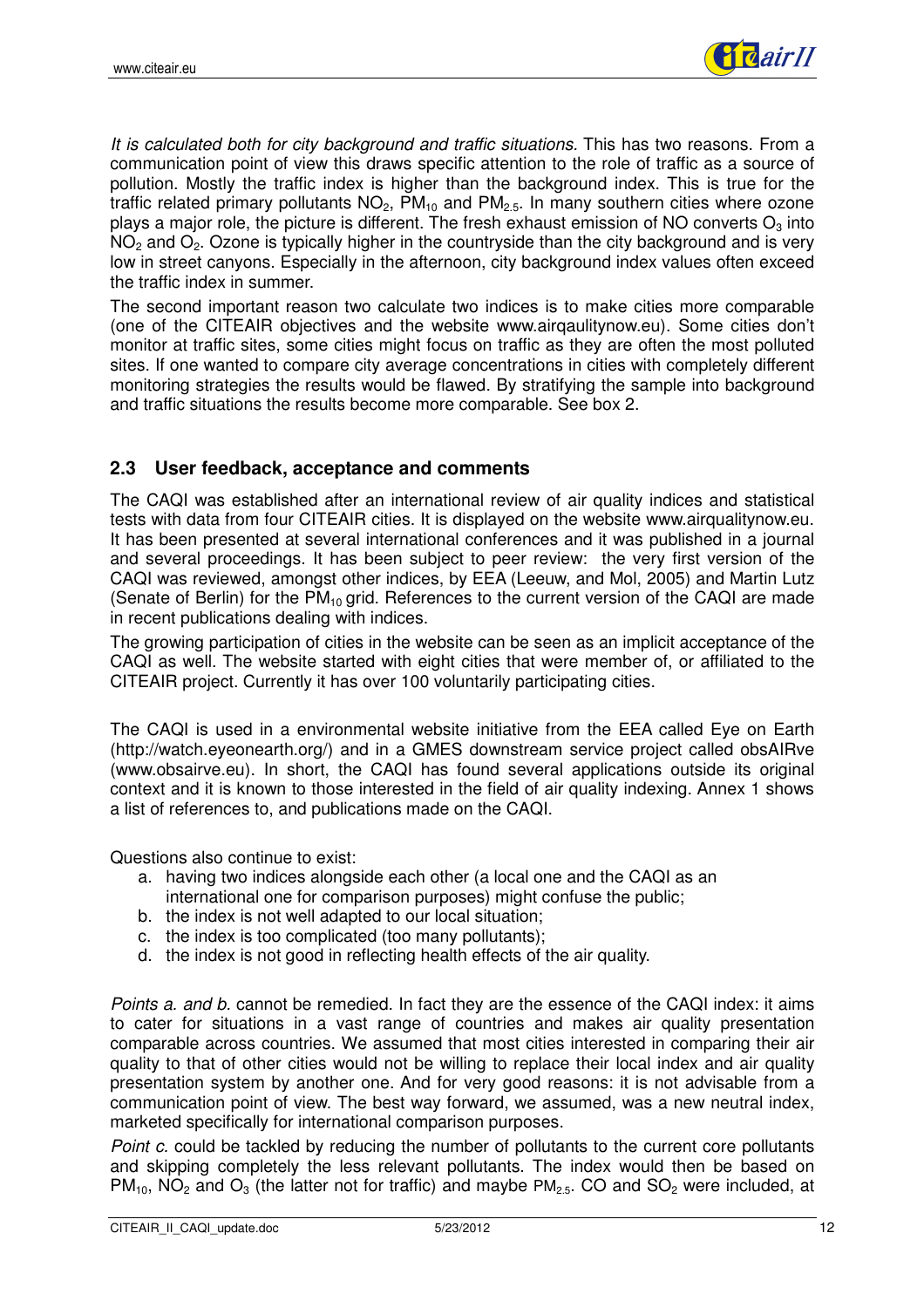*It is calculated both for city background and traffic situations.* This has two reasons. From a communication point of view this draws specific attention to the role of traffic as a source of pollution. Mostly the traffic index is higher than the background index. This is true for the traffic related primary pollutants $NO_2$, $PM_{10}$ and $PM_{2.5}$. In many southern cities where ozone plays a major role, the picture is different. The fresh exhaust emission of NO converts $O_3$ into $NO_2$ and $O_2$. Ozone is typically higher in the countryside than the city background and is very low in street canyons. Especially in the afternoon, city background index values often exceed the traffic index in summer.

The second important reason two calculate two indices is to make cities more comparable (one of the CITEAIR objectives and the website www.airqaulitynow.eu). Some cities don't monitor at traffic sites, some cities might focus on traffic as they are often the most polluted sites. If one wanted to compare city average concentrations in cities with completely different monitoring strategies the results would be flawed. By stratifying the sample into background and traffic situations the results become more comparable. See box 2.

## 2.3 User feedback, acceptance and comments

The CAQI was established after an international review of air quality indices and statistical tests with data from four CITEAIR cities. It is displayed on the website www.airqualitynow.eu. It has been presented at several international conferences and it was published in a journal and several proceedings. It has been subject to peer review: the very first version of the CAQI was reviewed, amongst other indices, by EEA (Leeuw, and Mol, 2005) and Martin Lutz (Senate of Berlin) for the $PM_{10}$ grid. References to the current version of the CAQI are made in recent publications dealing with indices.

The growing participation of cities in the website can be seen as an implicit acceptance of the CAQI as well. The website started with eight cities that were member of, or affiliated to the CITEAIR project. Currently it has over 100 voluntarily participating cities.

The CAQI is used in a environmental website initiative from the EEA called Eye on Earth (http://watch.eyeonearth.org/) and in a GMES downstream service project called obsAIRve (www.obsairve.eu). In short, the CAQI has found several applications outside its original context and it is known to those interested in the field of air quality indexing. Annex 1 shows a list of references to, and publications made on the CAQI.

Questions also continue to exist:

a. having two indices alongside each other (a local one and the CAQI as an international one for comparison purposes) might confuse the public;
b. the index is not well adapted to our local situation;
c. the index is too complicated (too many pollutants);
d. the index is not good in reflecting health effects of the air quality.

*Points a. and b.* cannot be remedied. In fact they are the essence of the CAQI index: it aims to cater for situations in a vast range of countries and makes air quality presentation comparable across countries. We assumed that most cities interested in comparing their air quality to that of other cities would not be willing to replace their local index and air quality presentation system by another one. And for very good reasons: it is not advisable from a communication point of view. The best way forward, we assumed, was a new neutral index, marketed specifically for international comparison purposes.

*Point c.* could be tackled by reducing the number of pollutants to the current core pollutants and skipping completely the less relevant pollutants. The index would then be based on $PM_{10}$, $NO_2$ and $O_3$ (the latter not for traffic) and maybe $PM_{2.5}$. CO and $SO_2$ were included, at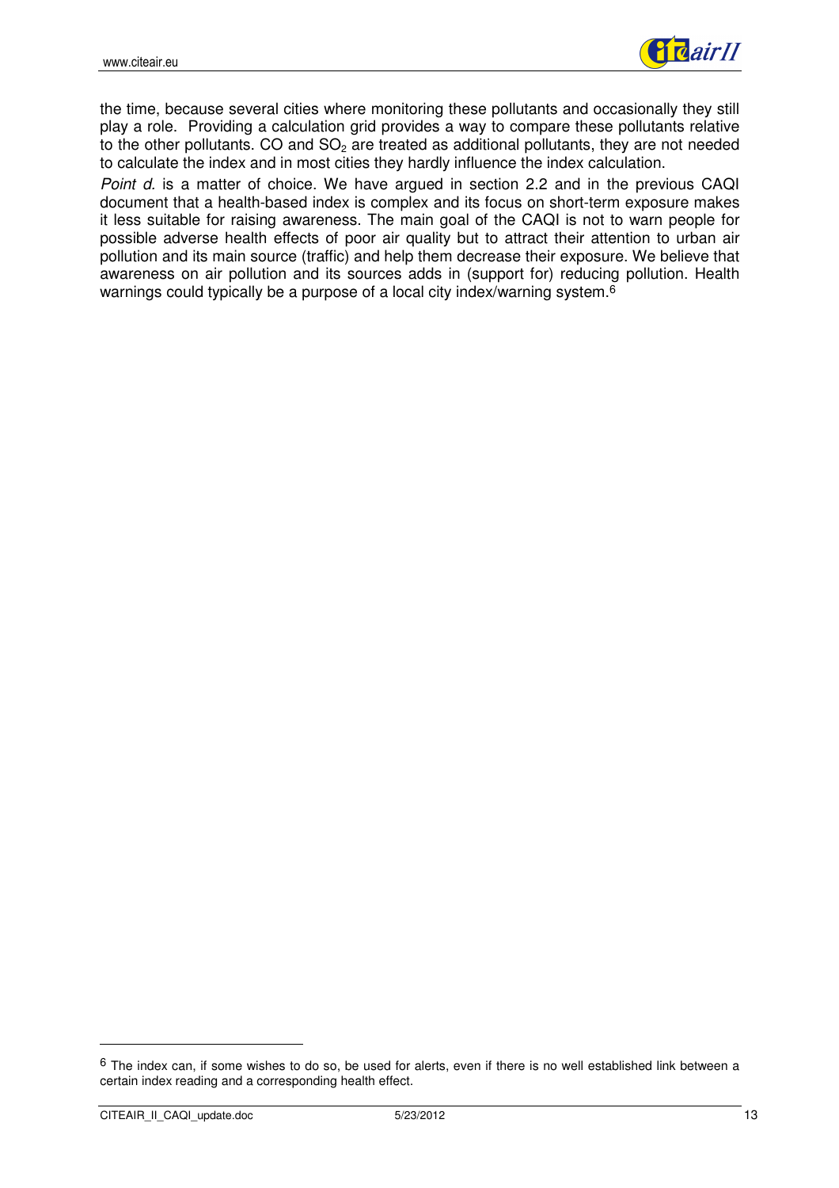the time, because several cities where monitoring these pollutants and occasionally they still play a role. Providing a calculation grid provides a way to compare these pollutants relative to the other pollutants. CO and $SO_2$ are treated as additional pollutants, they are not needed to calculate the index and in most cities they hardly influence the index calculation.

*Point d.* is a matter of choice. We have argued in section 2.2 and in the previous CAQI document that a health-based index is complex and its focus on short-term exposure makes it less suitable for raising awareness. The main goal of the CAQI is not to warn people for possible adverse health effects of poor air quality but to attract their attention to urban air pollution and its main source (traffic) and help them decrease their exposure. We believe that awareness on air pollution and its sources adds in (support for) reducing pollution. Health warnings could typically be a purpose of a local city index/warning system.[6]

[6] The index can, if some wishes to do so, be used for alerts, even if there is no well established link between a certain index reading and a corresponding health effect.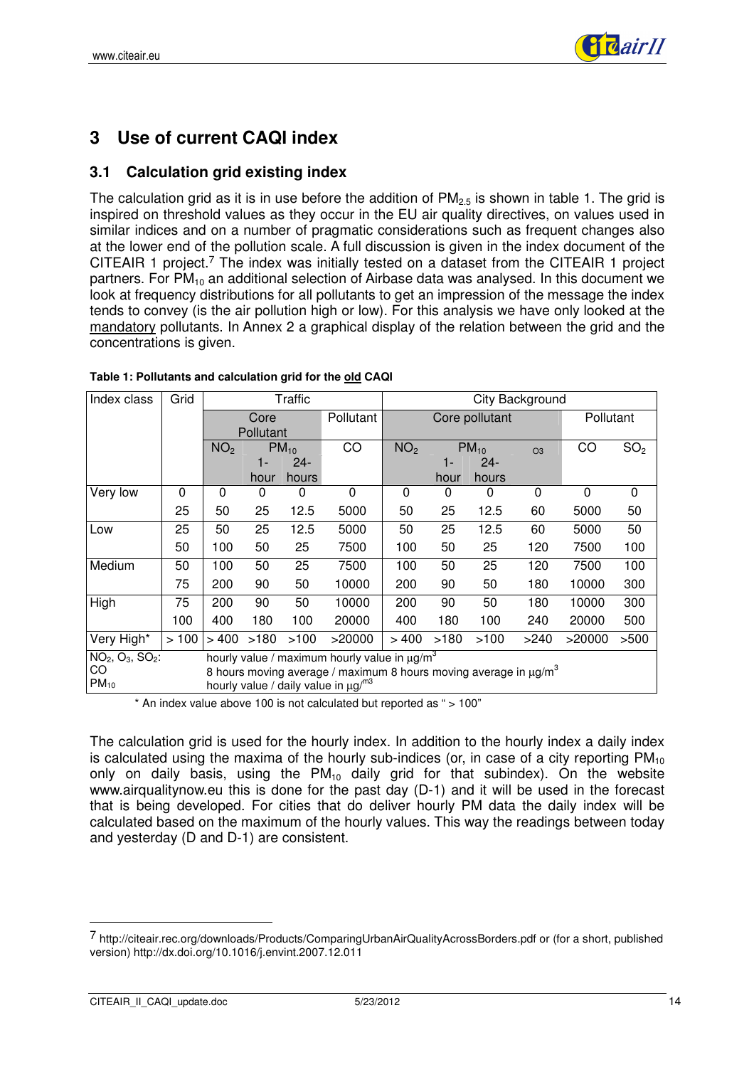# 3 Use of current CAQI index

## 3.1 Calculation grid existing index

The calculation grid as it is in use before the addition of $PM_{2.5}$ is shown in table 1. The grid is inspired on threshold values as they occur in the EU air quality directives, on values used in similar indices and on a number of pragmatic considerations such as frequent changes also at the lower end of the pollution scale. A full discussion is given in the index document of the CITEAIR 1 project.[7] The index was initially tested on a dataset from the CITEAIR 1 project partners. For $PM_{10}$ an additional selection of Airbase data was analysed. In this document we look at frequency distributions for all pollutants to get an impression of the message the index tends to convey (is the air pollution high or low). For this analysis we have only looked at the mandatory pollutants. In Annex 2 a graphical display of the relation between the grid and the concentrations is given.

**Table 1: Pollutants and calculation grid for the old CAQI**

| Index class | Grid | Traffic | | | | City Background | | | | | |
|---|---|---|---|---|---|---|---|---|---|---|---|
| | | Core Pollutant | | | Pollutant | Core pollutant | | | | Pollutant | |
| | | $NO_2$ | $PM_{10}$ 1-hour | $PM_{10}$ 24-hours | CO | $NO_2$ | $PM_{10}$ 1-hour | $PM_{10}$ 24-hours | $O_3$ | CO | $SO_2$ |
| Very low | 0 | 0 | 0 | 0 | 0 | 0 | 0 | 0 | 0 | 0 | 0 |
| | 25 | 50 | 25 | 12.5 | 5000 | 50 | 25 | 12.5 | 60 | 5000 | 50 |
| Low | 25 | 50 | 25 | 12.5 | 5000 | 50 | 25 | 12.5 | 60 | 5000 | 50 |
| | 50 | 100 | 50 | 25 | 7500 | 100 | 50 | 25 | 120 | 7500 | 100 |
| Medium | 50 | 100 | 50 | 25 | 7500 | 100 | 50 | 25 | 120 | 7500 | 100 |
| | 75 | 200 | 90 | 50 | 10000 | 200 | 90 | 50 | 180 | 10000 | 300 |
| High | 75 | 200 | 90 | 50 | 10000 | 200 | 90 | 50 | 180 | 10000 | 300 |
| | 100 | 400 | 180 | 100 | 20000 | 400 | 180 | 100 | 240 | 20000 | 500 |
| Very High* | > 100 | > 400 | >180 | >100 | >20000 | > 400 | >180 | >100 | >240 | >20000 | >500 |
| $NO_2$, $O_3$, $SO_2$: | hourly value / maximum hourly value in µg/m³ | | | | | | | | | | |
| CO | 8 hours moving average / maximum 8 hours moving average in µg/m³ | | | | | | | | | | |
| $PM_{10}$ | hourly value / daily value in µg/m³ | | | | | | | | | | |

\* An index value above 100 is not calculated but reported as " > 100"

The calculation grid is used for the hourly index. In addition to the hourly index a daily index is calculated using the maxima of the hourly sub-indices (or, in case of a city reporting $PM_{10}$ only on daily basis, using the $PM_{10}$ daily grid for that subindex). On the website www.airqualitynow.eu this is done for the past day (D-1) and it will be used in the forecast that is being developed. For cities that do deliver hourly PM data the daily index will be calculated based on the maximum of the hourly values. This way the readings between today and yesterday (D and D-1) are consistent.

[7] http://citeair.rec.org/downloads/Products/ComparingUrbanAirQualityAcrossBorders.pdf or (for a short, published version) http://dx.doi.org/10.1016/j.envint.2007.12.011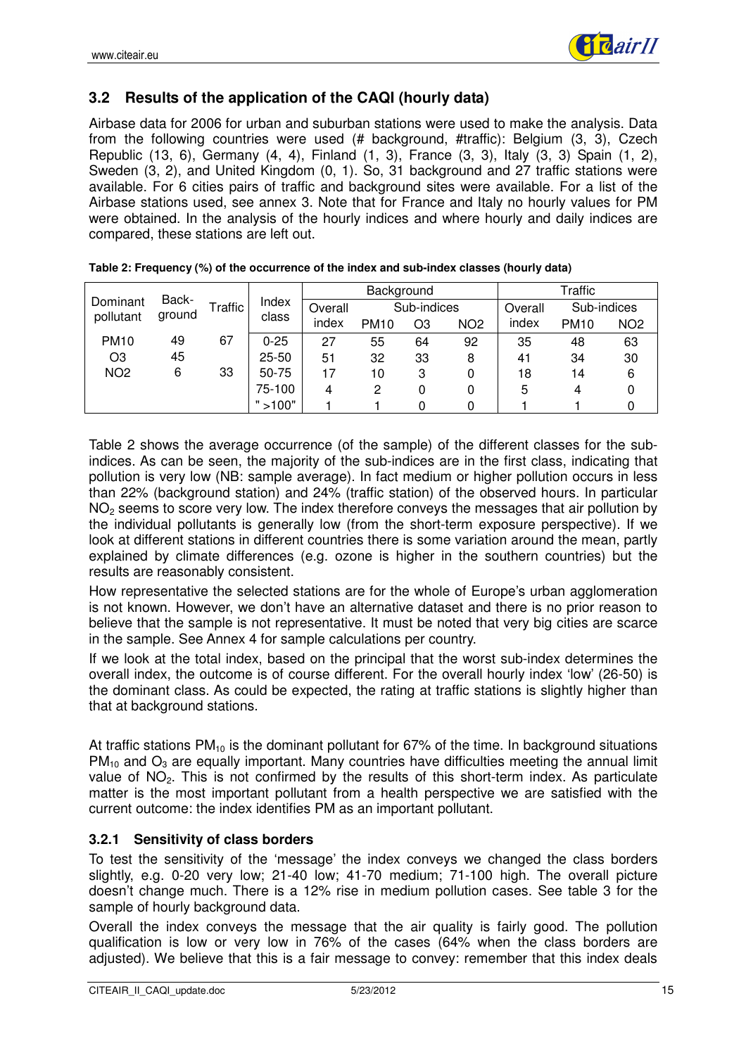## 3.2 Results of the application of the CAQI (hourly data)

Airbase data for 2006 for urban and suburban stations were used to make the analysis. Data from the following countries were used (# background, #traffic): Belgium (3, 3), Czech Republic (13, 6), Germany (4, 4), Finland (1, 3), France (3, 3), Italy (3, 3) Spain (1, 2), Sweden (3, 2), and United Kingdom (0, 1). So, 31 background and 27 traffic stations were available. For 6 cities pairs of traffic and background sites were available. For a list of the Airbase stations used, see annex 3. Note that for France and Italy no hourly values for PM were obtained. In the analysis of the hourly indices and where hourly and daily indices are compared, these stations are left out.

**Table 2: Frequency (%) of the occurrence of the index and sub-index classes (hourly data)**

| Dominant pollutant | Back-ground | Traffic | Index class | Background | | | | Traffic | | |
|---|---|---|---|---|---|---|---|---|---|---|
| | | | | Overall index | Sub-indices | | | Overall index | Sub-indices | |
| | | | | | PM10 | O3 | NO2 | | PM10 | NO2 |
| PM10 | 49 | 67 | 0-25 | 27 | 55 | 64 | 92 | 35 | 48 | 63 |
| O3 | 45 | | 25-50 | 51 | 32 | 33 | 8 | 41 | 34 | 30 |
| NO2 | 6 | 33 | 50-75 | 17 | 10 | 3 | 0 | 18 | 14 | 6 |
| | | | 75-100 | 4 | 2 | 0 | 0 | 5 | 4 | 0 |
| | | | " >100" | 1 | 1 | 0 | 0 | 1 | 1 | 0 |

Table 2 shows the average occurrence (of the sample) of the different classes for the sub-indices. As can be seen, the majority of the sub-indices are in the first class, indicating that pollution is very low (NB: sample average). In fact medium or higher pollution occurs in less than 22% (background station) and 24% (traffic station) of the observed hours. In particular $NO_2$ seems to score very low. The index therefore conveys the messages that air pollution by the individual pollutants is generally low (from the short-term exposure perspective). If we look at different stations in different countries there is some variation around the mean, partly explained by climate differences (e.g. ozone is higher in the southern countries) but the results are reasonably consistent.

How representative the selected stations are for the whole of Europe's urban agglomeration is not known. However, we don't have an alternative dataset and there is no prior reason to believe that the sample is not representative. It must be noted that very big cities are scarce in the sample. See Annex 4 for sample calculations per country.

If we look at the total index, based on the principal that the worst sub-index determines the overall index, the outcome is of course different. For the overall hourly index 'low' (26-50) is the dominant class. As could be expected, the rating at traffic stations is slightly higher than that at background stations.

At traffic stations $PM_{10}$ is the dominant pollutant for 67% of the time. In background situations $PM_{10}$ and $O_3$ are equally important. Many countries have difficulties meeting the annual limit value of $NO_2$. This is not confirmed by the results of this short-term index. As particulate matter is the most important pollutant from a health perspective we are satisfied with the current outcome: the index identifies PM as an important pollutant.

### 3.2.1 Sensitivity of class borders

To test the sensitivity of the 'message' the index conveys we changed the class borders slightly, e.g. 0-20 very low; 21-40 low; 41-70 medium; 71-100 high. The overall picture doesn't change much. There is a 12% rise in medium pollution cases. See table 3 for the sample of hourly background data.

Overall the index conveys the message that the air quality is fairly good. The pollution qualification is low or very low in 76% of the cases (64% when the class borders are adjusted). We believe that this is a fair message to convey: remember that this index deals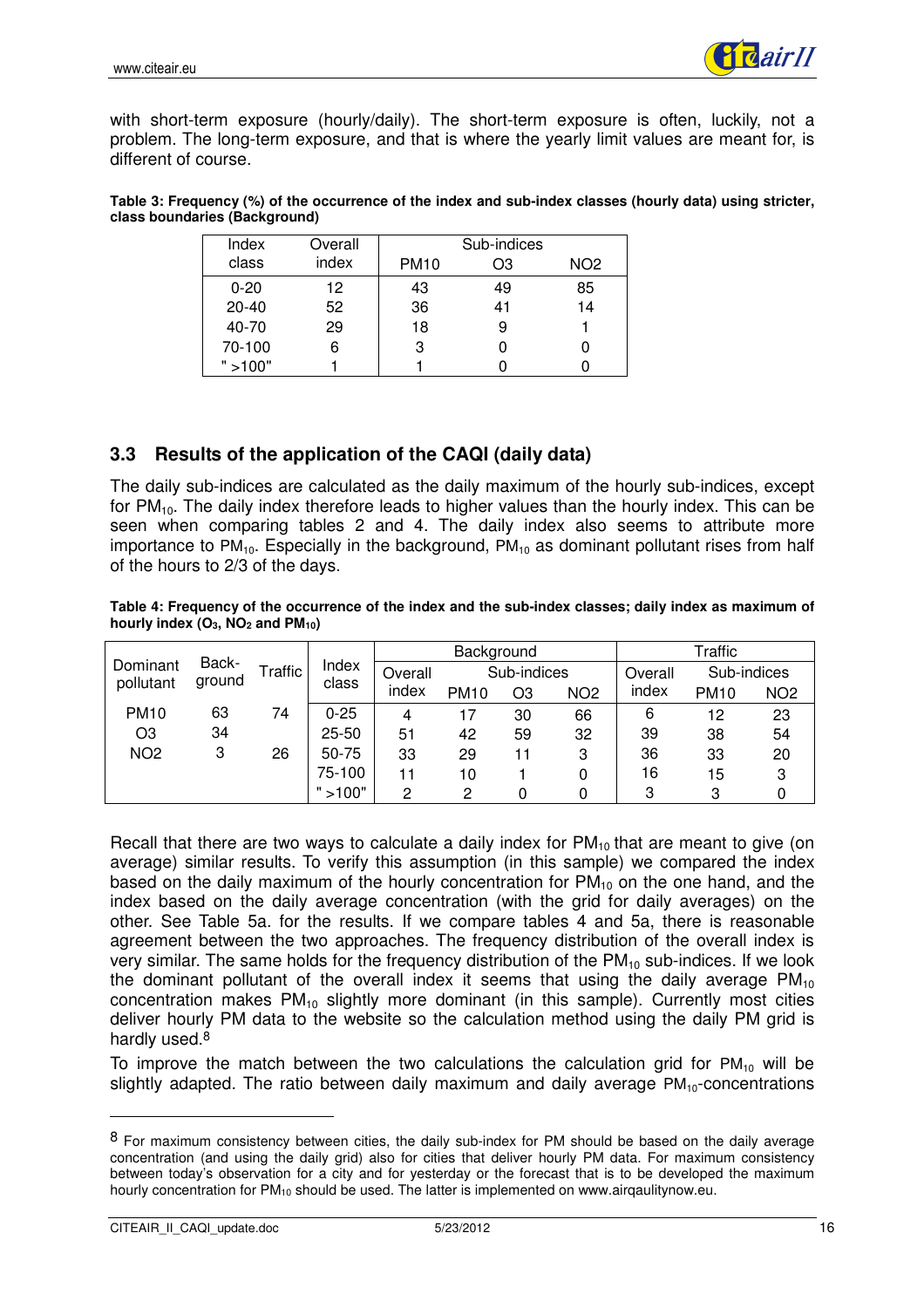with short-term exposure (hourly/daily). The short-term exposure is often, luckily, not a problem. The long-term exposure, and that is where the yearly limit values are meant for, is different of course.

**Table 3: Frequency (%) of the occurrence of the index and sub-index classes (hourly data) using stricter, class boundaries (Background)**

| Index class | Overall index | Sub-indices | | |
|---|---|---|---|---|
| | | PM10 | O3 | NO2 |
| 0-20 | 12 | 43 | 49 | 85 |
| 20-40 | 52 | 36 | 41 | 14 |
| 40-70 | 29 | 18 | 9 | 1 |
| 70-100 | 6 | 3 | 0 | 0 |
| " >100" | 1 | 1 | 0 | 0 |

## 3.3 Results of the application of the CAQI (daily data)

The daily sub-indices are calculated as the daily maximum of the hourly sub-indices, except for $PM_{10}$. The daily index therefore leads to higher values than the hourly index. This can be seen when comparing tables 2 and 4. The daily index also seems to attribute more importance to $PM_{10}$. Especially in the background, $PM_{10}$ as dominant pollutant rises from half of the hours to 2/3 of the days.

**Table 4: Frequency of the occurrence of the index and the sub-index classes; daily index as maximum of hourly index ($O_3$, $NO_2$ and $PM_{10}$)**

| Dominant pollutant | Back-ground | Traffic | Index class | Background | | | | Traffic | | |
|---|---|---|---|---|---|---|---|---|---|---|
| | | | | Overall index | Sub-indices | | | Overall index | Sub-indices | |
| | | | | | PM10 | O3 | NO2 | | PM10 | NO2 |
| PM10 | 63 | 74 | 0-25 | 4 | 17 | 30 | 66 | 6 | 12 | 23 |
| O3 | 34 | | 25-50 | 51 | 42 | 59 | 32 | 39 | 38 | 54 |
| NO2 | 3 | 26 | 50-75 | 33 | 29 | 11 | 3 | 36 | 33 | 20 |
| | | | 75-100 | 11 | 10 | 1 | 0 | 16 | 15 | 3 |
| | | | " >100" | 2 | 2 | 0 | 0 | 3 | 3 | 0 |

Recall that there are two ways to calculate a daily index for $PM_{10}$ that are meant to give (on average) similar results. To verify this assumption (in this sample) we compared the index based on the daily maximum of the hourly concentration for $PM_{10}$ on the one hand, and the index based on the daily average concentration (with the grid for daily averages) on the other. See Table 5a. for the results. If we compare tables 4 and 5a, there is reasonable agreement between the two approaches. The frequency distribution of the overall index is very similar. The same holds for the frequency distribution of the $PM_{10}$ sub-indices. If we look the dominant pollutant of the overall index it seems that using the daily average $PM_{10}$ concentration makes $PM_{10}$ slightly more dominant (in this sample). Currently most cities deliver hourly PM data to the website so the calculation method using the daily PM grid is hardly used.[8]

To improve the match between the two calculations the calculation grid for $PM_{10}$ will be slightly adapted. The ratio between daily maximum and daily average $PM_{10}$-concentrations

[8] For maximum consistency between cities, the daily sub-index for PM should be based on the daily average concentration (and using the daily grid) also for cities that deliver hourly PM data. For maximum consistency between today's observation for a city and for yesterday or the forecast that is to be developed the maximum hourly concentration for $PM_{10}$ should be used. The latter is implemented on www.airqaulitynow.eu.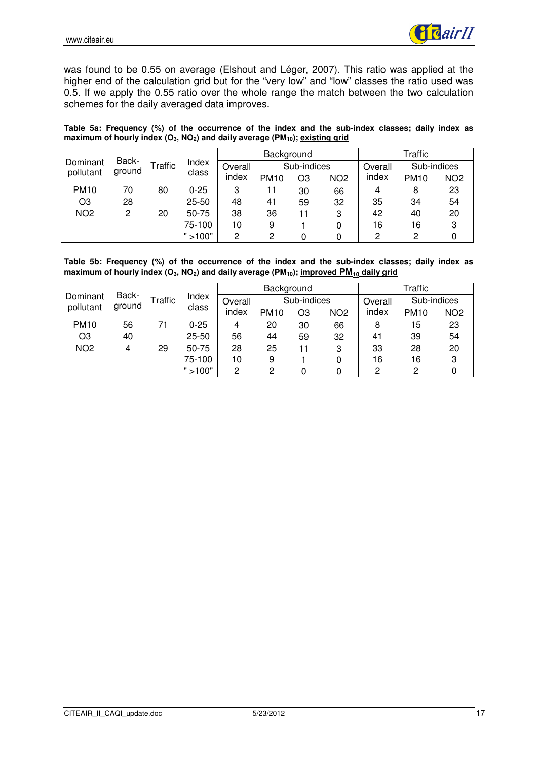was found to be 0.55 on average (Elshout and Léger, 2007). This ratio was applied at the higher end of the calculation grid but for the "very low" and "low" classes the ratio used was 0.5. If we apply the 0.55 ratio over the whole range the match between the two calculation schemes for the daily averaged data improves.

**Table 5a: Frequency (%) of the occurrence of the index and the sub-index classes; daily index as maximum of hourly index ($O_3$, $NO_2$) and daily average ($PM_{10}$); existing grid**

| Dominant pollutant | Back-ground | Traffic | Index class | Background | | | | Traffic | | |
|---|---|---|---|---|---|---|---|---|---|---|
| | | | | Overall index | Sub-indices | | | Overall index | Sub-indices | |
| | | | | | PM10 | O3 | NO2 | | PM10 | NO2 |
| PM10 | 70 | 80 | 0-25 | 3 | 11 | 30 | 66 | 4 | 8 | 23 |
| O3 | 28 | | 25-50 | 48 | 41 | 59 | 32 | 35 | 34 | 54 |
| NO2 | 2 | 20 | 50-75 | 38 | 36 | 11 | 3 | 42 | 40 | 20 |
| | | | 75-100 | 10 | 9 | 1 | 0 | 16 | 16 | 3 |
| | | | " >100" | 2 | 2 | 0 | 0 | 2 | 2 | 0 |

**Table 5b: Frequency (%) of the occurrence of the index and the sub-index classes; daily index as maximum of hourly index ($O_3$, $NO_2$) and daily average ($PM_{10}$); improved $PM_{10}$ daily grid**

| Dominant pollutant | Back-ground | Traffic | Index class | Background | | | | Traffic | | |
|---|---|---|---|---|---|---|---|---|---|---|
| | | | | Overall index | Sub-indices | | | Overall index | Sub-indices | |
| | | | | | PM10 | O3 | NO2 | | PM10 | NO2 |
| PM10 | 56 | 71 | 0-25 | 4 | 20 | 30 | 66 | 8 | 15 | 23 |
| O3 | 40 | | 25-50 | 56 | 44 | 59 | 32 | 41 | 39 | 54 |
| NO2 | 4 | 29 | 50-75 | 28 | 25 | 11 | 3 | 33 | 28 | 20 |
| | | | 75-100 | 10 | 9 | 1 | 0 | 16 | 16 | 3 |
| | | | " >100" | 2 | 2 | 0 | 0 | 2 | 2 | 0 |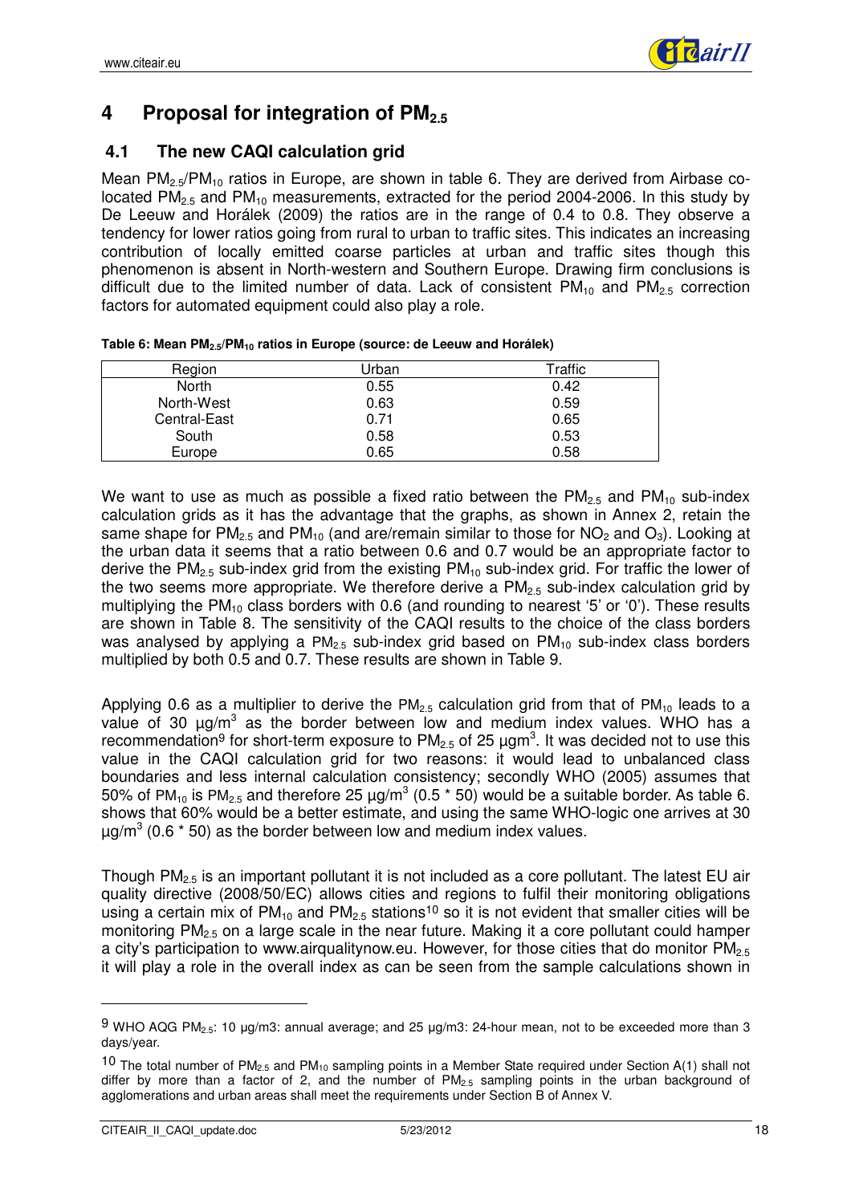# 4 Proposal for integration of $PM_{2.5}$

## 4.1 The new CAQI calculation grid

Mean $PM_{2.5}/PM_{10}$ ratios in Europe, are shown in table 6. They are derived from Airbase co-located $PM_{2.5}$ and $PM_{10}$ measurements, extracted for the period 2004-2006. In this study by De Leeuw and Horálek (2009) the ratios are in the range of 0.4 to 0.8. They observe a tendency for lower ratios going from rural to urban to traffic sites. This indicates an increasing contribution of locally emitted coarse particles at urban and traffic sites though this phenomenon is absent in North-western and Southern Europe. Drawing firm conclusions is difficult due to the limited number of data. Lack of consistent $PM_{10}$ and $PM_{2.5}$ correction factors for automated equipment could also play a role.

**Table 6: Mean $PM_{2.5}/PM_{10}$ ratios in Europe (source: de Leeuw and Horálek)**

| Region | Urban | Traffic |
|---|---|---|
| North | 0.55 | 0.42 |
| North-West | 0.63 | 0.59 |
| Central-East | 0.71 | 0.65 |
| South | 0.58 | 0.53 |
| Europe | 0.65 | 0.58 |

We want to use as much as possible a fixed ratio between the $PM_{2.5}$ and $PM_{10}$ sub-index calculation grids as it has the advantage that the graphs, as shown in Annex 2, retain the same shape for $PM_{2.5}$ and $PM_{10}$ (and are/remain similar to those for $NO_2$ and $O_3$). Looking at the urban data it seems that a ratio between 0.6 and 0.7 would be an appropriate factor to derive the $PM_{2.5}$ sub-index grid from the existing $PM_{10}$ sub-index grid. For traffic the lower of the two seems more appropriate. We therefore derive a $PM_{2.5}$ sub-index calculation grid by multiplying the $PM_{10}$ class borders with 0.6 (and rounding to nearest '5' or '0'). These results are shown in Table 8. The sensitivity of the CAQI results to the choice of the class borders was analysed by applying a $PM_{2.5}$ sub-index grid based on $PM_{10}$ sub-index class borders multiplied by both 0.5 and 0.7. These results are shown in Table 9.

Applying 0.6 as a multiplier to derive the $PM_{2.5}$ calculation grid from that of $PM_{10}$ leads to a value of 30 µg/m$^3$ as the border between low and medium index values. WHO has a recommendation[9] for short-term exposure to $PM_{2.5}$ of 25 µgm$^3$. It was decided not to use this value in the CAQI calculation grid for two reasons: it would lead to unbalanced class boundaries and less internal calculation consistency; secondly WHO (2005) assumes that 50% of $PM_{10}$ is $PM_{2.5}$ and therefore 25 µg/m$^3$ (0.5 * 50) would be a suitable border. As table 6. shows that 60% would be a better estimate, and using the same WHO-logic one arrives at 30 µg/m$^3$ (0.6 * 50) as the border between low and medium index values.

Though $PM_{2.5}$ is an important pollutant it is not included as a core pollutant. The latest EU air quality directive (2008/50/EC) allows cities and regions to fulfil their monitoring obligations using a certain mix of $PM_{10}$ and $PM_{2.5}$ stations[10] so it is not evident that smaller cities will be monitoring $PM_{2.5}$ on a large scale in the near future. Making it a core pollutant could hamper a city's participation to www.airqualitynow.eu. However, for those cities that do monitor $PM_{2.5}$ it will play a role in the overall index as can be seen from the sample calculations shown in

---

[9] WHO AQG $PM_{2.5}$: 10 µg/m3: annual average; and 25 µg/m3: 24-hour mean, not to be exceeded more than 3 days/year.

[10] The total number of $PM_{2.5}$ and $PM_{10}$ sampling points in a Member State required under Section A(1) shall not differ by more than a factor of 2, and the number of $PM_{2.5}$ sampling points in the urban background of agglomerations and urban areas shall meet the requirements under Section B of Annex V.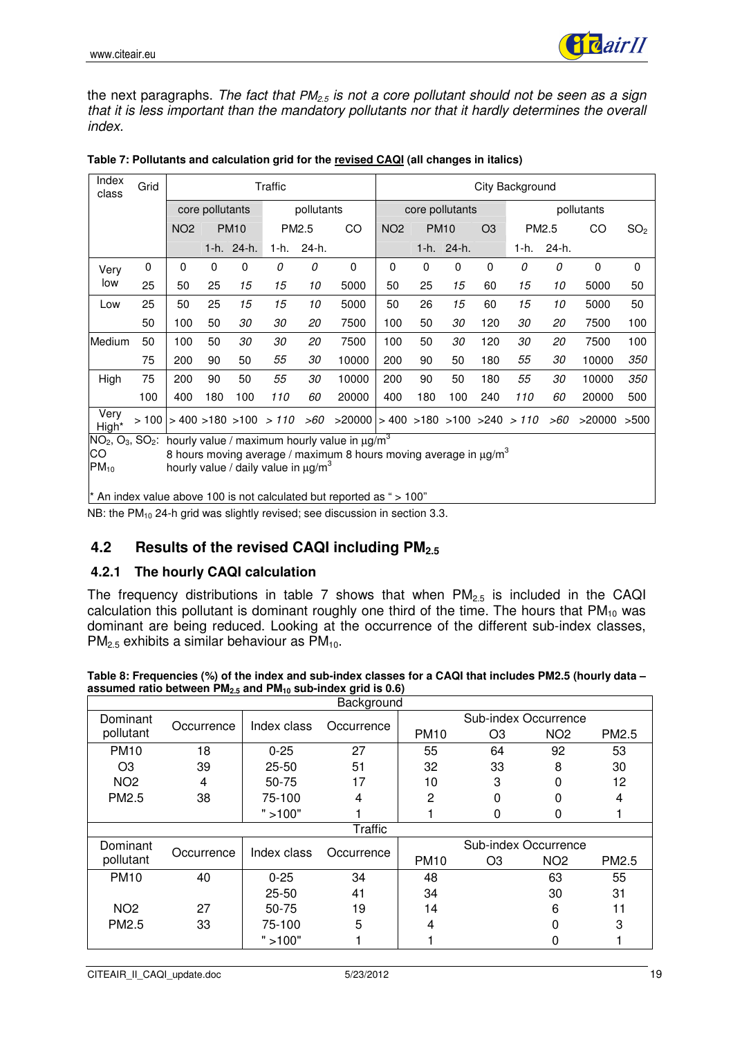the next paragraphs. *The fact that $PM_{2.5}$ is not a core pollutant should not be seen as a sign that it is less important than the mandatory pollutants nor that it hardly determines the overall index.*

**Table 7: Pollutants and calculation grid for the revised CAQI (all changes in italics)**

| Index class | Grid | Traffic | | | | | | City Background | | | | | | | |
|---|---|---|---|---|---|---|---|---|---|---|---|---|---|---|---|
| | | core pollutants | | | pollutants | | | core pollutants | | | | pollutants | | | |
| | | NO2 | PM10 | | PM2.5 | | CO | NO2 | PM10 | | O3 | PM2.5 | | CO | $SO_2$ |
| | | | 1-h. | 24-h. | 1-h. | 24-h. | | | 1-h. | 24-h. | | 1-h. | 24-h. | | |
| Very low | 0 | 0 | 0 | 0 | *0* | *0* | 0 | 0 | 0 | 0 | 0 | *0* | *0* | 0 | 0 |
| | 25 | 50 | 25 | *15* | *15* | *10* | 5000 | 50 | 25 | *15* | 60 | *15* | *10* | 5000 | 50 |
| Low | 25 | 50 | 25 | *15* | *15* | *10* | 5000 | 50 | 26 | *15* | 60 | *15* | *10* | 5000 | 50 |
| | 50 | 100 | 50 | *30* | *30* | *20* | 7500 | 100 | 50 | *30* | 120 | *30* | *20* | 7500 | 100 |
| Medium | 50 | 100 | 50 | *30* | *30* | *20* | 7500 | 100 | 50 | *30* | 120 | *30* | *20* | 7500 | 100 |
| | 75 | 200 | 90 | 50 | *55* | *30* | 10000 | 200 | 90 | 50 | 180 | *55* | *30* | 10000 | *350* |
| High | 75 | 200 | 90 | 50 | *55* | *30* | 10000 | 200 | 90 | 50 | 180 | *55* | *30* | 10000 | *350* |
| | 100 | 400 | 180 | 100 | *110* | *60* | 20000 | 400 | 180 | 100 | 240 | *110* | *60* | 20000 | 500 |
| Very High* | > 100 | > 400 | >180 | >100 | *> 110* | *>60* | >20000 | > 400 | >180 | >100 | >240 | *> 110* | *>60* | >20000 | >500 |

$NO_2$, $O_3$, $SO_2$: hourly value / maximum hourly value in µg/m$^3$
CO: 8 hours moving average / maximum 8 hours moving average in µg/m$^3$
$PM_{10}$: hourly value / daily value in µg/m$^3$

\* An index value above 100 is not calculated but reported as " > 100"

NB: the $PM_{10}$ 24-h grid was slightly revised; see discussion in section 3.3.

## 4.2 Results of the revised CAQI including $PM_{2.5}$

### 4.2.1 The hourly CAQI calculation

The frequency distributions in table 7 shows that when $PM_{2.5}$ is included in the CAQI calculation this pollutant is dominant roughly one third of the time. The hours that $PM_{10}$ was dominant are being reduced. Looking at the occurrence of the different sub-index classes, $PM_{2.5}$ exhibits a similar behaviour as $PM_{10}$.

**Table 8: Frequencies (%) of the index and sub-index classes for a CAQI that includes PM2.5 (hourly data – assumed ratio between $PM_{2.5}$ and $PM_{10}$ sub-index grid is 0.6)**

| Background | | | | | | | |
|---|---|---|---|---|---|---|---|
| Dominant pollutant | Occurrence | Index class | Occurrence | Sub-index Occurrence | | | |
| | | | | PM10 | O3 | NO2 | PM2.5 |
| PM10 | 18 | 0-25 | 27 | 55 | 64 | 92 | 53 |
| O3 | 39 | 25-50 | 51 | 32 | 33 | 8 | 30 |
| NO2 | 4 | 50-75 | 17 | 10 | 3 | 0 | 12 |
| PM2.5 | 38 | 75-100 | 4 | 2 | 0 | 0 | 4 |
| | | " >100" | 1 | 1 | 0 | 0 | 1 |
| **Traffic** | | | | | | | |
| Dominant pollutant | Occurrence | Index class | Occurrence | Sub-index Occurrence | | | |
| | | | | PM10 | O3 | NO2 | PM2.5 |
| PM10 | 40 | 0-25 | 34 | 48 | | 63 | 55 |
| | | 25-50 | 41 | 34 | | 30 | 31 |
| NO2 | 27 | 50-75 | 19 | 14 | | 6 | 11 |
| PM2.5 | 33 | 75-100 | 5 | 4 | | 0 | 3 |
| | | " >100" | 1 | 1 | | 0 | 1 |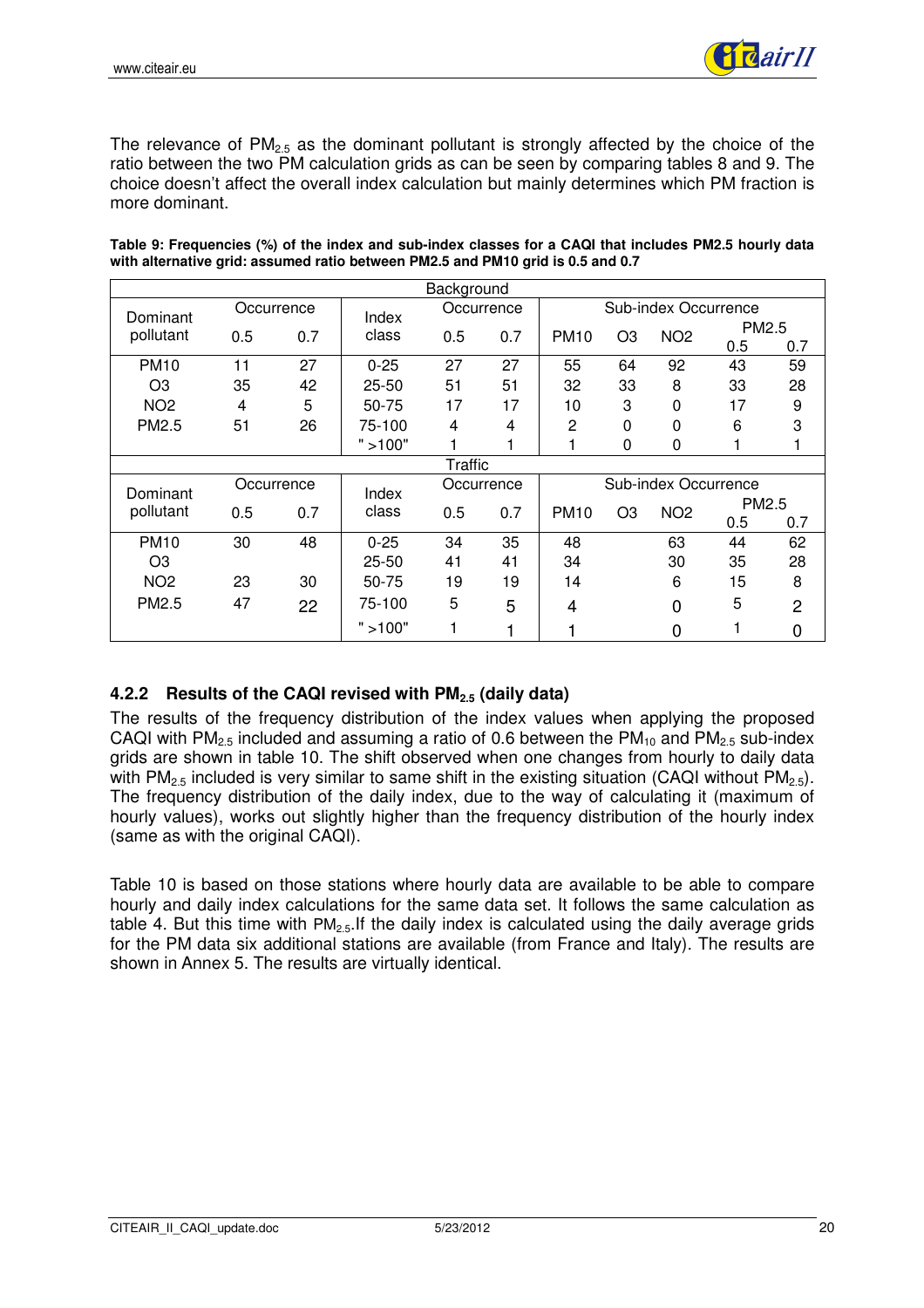The relevance of $PM_{2.5}$ as the dominant pollutant is strongly affected by the choice of the ratio between the two PM calculation grids as can be seen by comparing tables 8 and 9. The choice doesn't affect the overall index calculation but mainly determines which PM fraction is more dominant.

**Table 9: Frequencies (%) of the index and sub-index classes for a CAQI that includes PM2.5 hourly data with alternative grid: assumed ratio between PM2.5 and PM10 grid is 0.5 and 0.7**

| Background | | | | | | | | | | |
|---|---|---|---|---|---|---|---|---|---|---|
| Dominant pollutant | Occurrence | | Index class | Occurrence | | Sub-index Occurrence | | | | |
| | 0.5 | 0.7 | | 0.5 | 0.7 | PM10 | O3 | NO2 | PM2.5 0.5 | PM2.5 0.7 |
| PM10 | 11 | 27 | 0-25 | 27 | 27 | 55 | 64 | 92 | 43 | 59 |
| O3 | 35 | 42 | 25-50 | 51 | 51 | 32 | 33 | 8 | 33 | 28 |
| NO2 | 4 | 5 | 50-75 | 17 | 17 | 10 | 3 | 0 | 17 | 9 |
| PM2.5 | 51 | 26 | 75-100 | 4 | 4 | 2 | 0 | 0 | 6 | 3 |
| | | | " >100" | 1 | 1 | 1 | 0 | 0 | 1 | 1 |
| **Traffic** | | | | | | | | | | |
| Dominant pollutant | Occurrence | | Index class | Occurrence | | Sub-index Occurrence | | | | |
| | 0.5 | 0.7 | | 0.5 | 0.7 | PM10 | O3 | NO2 | PM2.5 0.5 | PM2.5 0.7 |
| PM10 | 30 | 48 | 0-25 | 34 | 35 | 48 | | 63 | 44 | 62 |
| O3 | | | 25-50 | 41 | 41 | 34 | | 30 | 35 | 28 |
| NO2 | 23 | 30 | 50-75 | 19 | 19 | 14 | | 6 | 15 | 8 |
| PM2.5 | 47 | 22 | 75-100 | 5 | 5 | 4 | | 0 | 5 | 2 |
| | | | " >100" | 1 | 1 | 1 | | 0 | 1 | 0 |

### 4.2.2 Results of the CAQI revised with $PM_{2.5}$ (daily data)

The results of the frequency distribution of the index values when applying the proposed CAQI with $PM_{2.5}$ included and assuming a ratio of 0.6 between the $PM_{10}$ and $PM_{2.5}$ sub-index grids are shown in table 10. The shift observed when one changes from hourly to daily data with $PM_{2.5}$ included is very similar to same shift in the existing situation (CAQI without $PM_{2.5}$). The frequency distribution of the daily index, due to the way of calculating it (maximum of hourly values), works out slightly higher than the frequency distribution of the hourly index (same as with the original CAQI).

Table 10 is based on those stations where hourly data are available to be able to compare hourly and daily index calculations for the same data set. It follows the same calculation as table 4. But this time with $PM_{2.5}$.If the daily index is calculated using the daily average grids for the PM data six additional stations are available (from France and Italy). The results are shown in Annex 5. The results are virtually identical.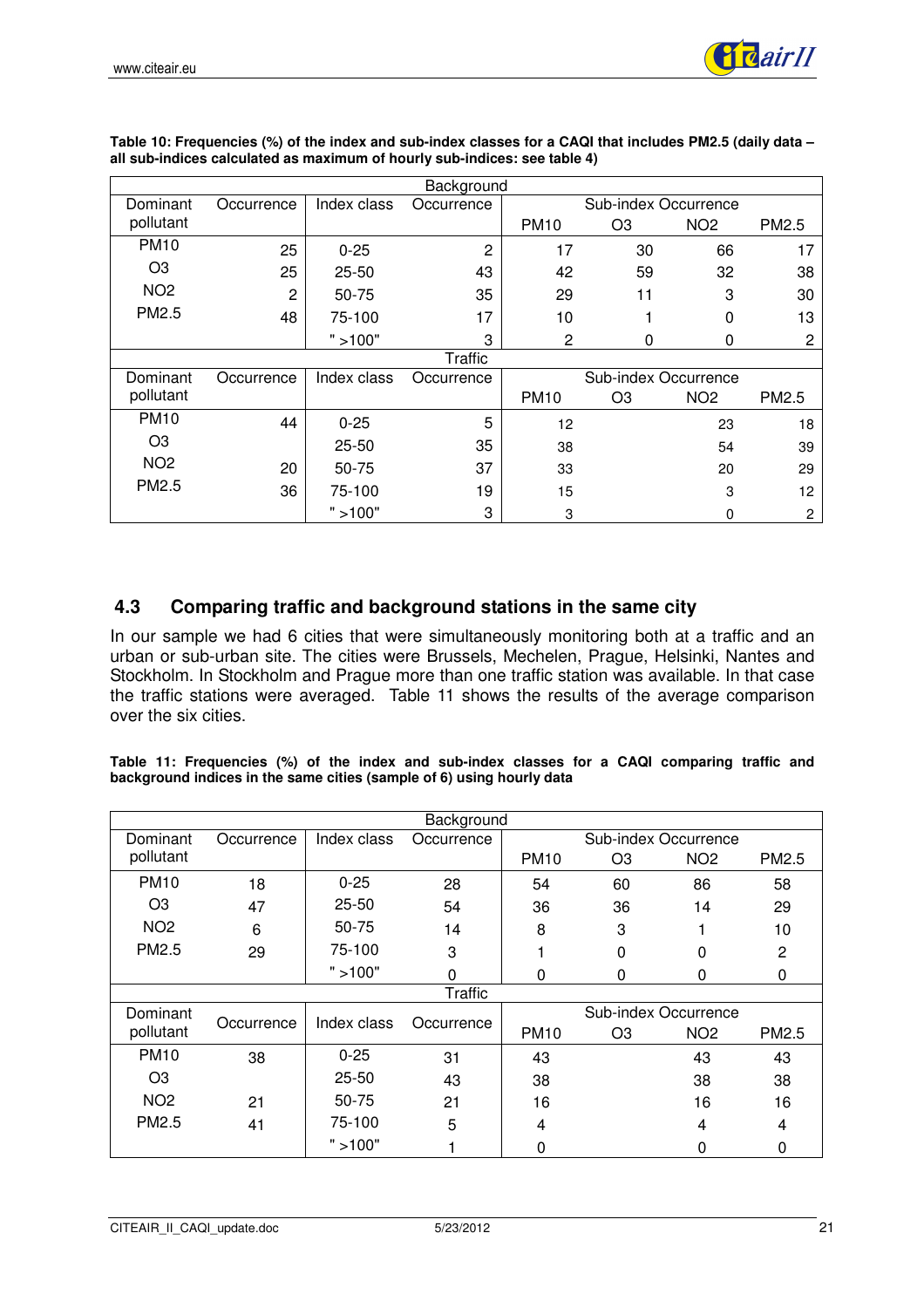**Table 10: Frequencies (%) of the index and sub-index classes for a CAQI that includes PM2.5 (daily data – all sub-indices calculated as maximum of hourly sub-indices: see table 4)**

| Background | | | | | | | |
|---|---|---|---|---|---|---|---|
| Dominant pollutant | Occurrence | Index class | Occurrence | Sub-index Occurrence | | | |
| | | | | PM10 | O3 | NO2 | PM2.5 |
| PM10 | 25 | 0-25 | 2 | 17 | 30 | 66 | 17 |
| O3 | 25 | 25-50 | 43 | 42 | 59 | 32 | 38 |
| NO2 | 2 | 50-75 | 35 | 29 | 11 | 3 | 30 |
| PM2.5 | 48 | 75-100 | 17 | 10 | 1 | 0 | 13 |
| | | " >100" | 3 | 2 | 0 | 0 | 2 |
| **Traffic** | | | | | | | |
| Dominant pollutant | Occurrence | Index class | Occurrence | Sub-index Occurrence | | | |
| | | | | PM10 | O3 | NO2 | PM2.5 |
| PM10 | 44 | 0-25 | 5 | 12 | | 23 | 18 |
| O3 | | 25-50 | 35 | 38 | | 54 | 39 |
| NO2 | 20 | 50-75 | 37 | 33 | | 20 | 29 |
| PM2.5 | 36 | 75-100 | 19 | 15 | | 3 | 12 |
| | | " >100" | 3 | 3 | | 0 | 2 |

## 4.3 Comparing traffic and background stations in the same city

In our sample we had 6 cities that were simultaneously monitoring both at a traffic and an urban or sub-urban site. The cities were Brussels, Mechelen, Prague, Helsinki, Nantes and Stockholm. In Stockholm and Prague more than one traffic station was available. In that case the traffic stations were averaged. Table 11 shows the results of the average comparison over the six cities.

**Table 11: Frequencies (%) of the index and sub-index classes for a CAQI comparing traffic and background indices in the same cities (sample of 6) using hourly data**

| Background | | | | | | | |
|---|---|---|---|---|---|---|---|
| Dominant pollutant | Occurrence | Index class | Occurrence | Sub-index Occurrence | | | |
| | | | | PM10 | O3 | NO2 | PM2.5 |
| PM10 | 18 | 0-25 | 28 | 54 | 60 | 86 | 58 |
| O3 | 47 | 25-50 | 54 | 36 | 36 | 14 | 29 |
| NO2 | 6 | 50-75 | 14 | 8 | 3 | 1 | 10 |
| PM2.5 | 29 | 75-100 | 3 | 1 | 0 | 0 | 2 |
| | | " >100" | 0 | 0 | 0 | 0 | 0 |
| **Traffic** | | | | | | | |
| Dominant pollutant | Occurrence | Index class | Occurrence | Sub-index Occurrence | | | |
| | | | | PM10 | O3 | NO2 | PM2.5 |
| PM10 | 38 | 0-25 | 31 | 43 | | 43 | 43 |
| O3 | | 25-50 | 43 | 38 | | 38 | 38 |
| NO2 | 21 | 50-75 | 21 | 16 | | 16 | 16 |
| PM2.5 | 41 | 75-100 | 5 | 4 | | 4 | 4 |
| | | " >100" | 1 | 0 | | 0 | 0 |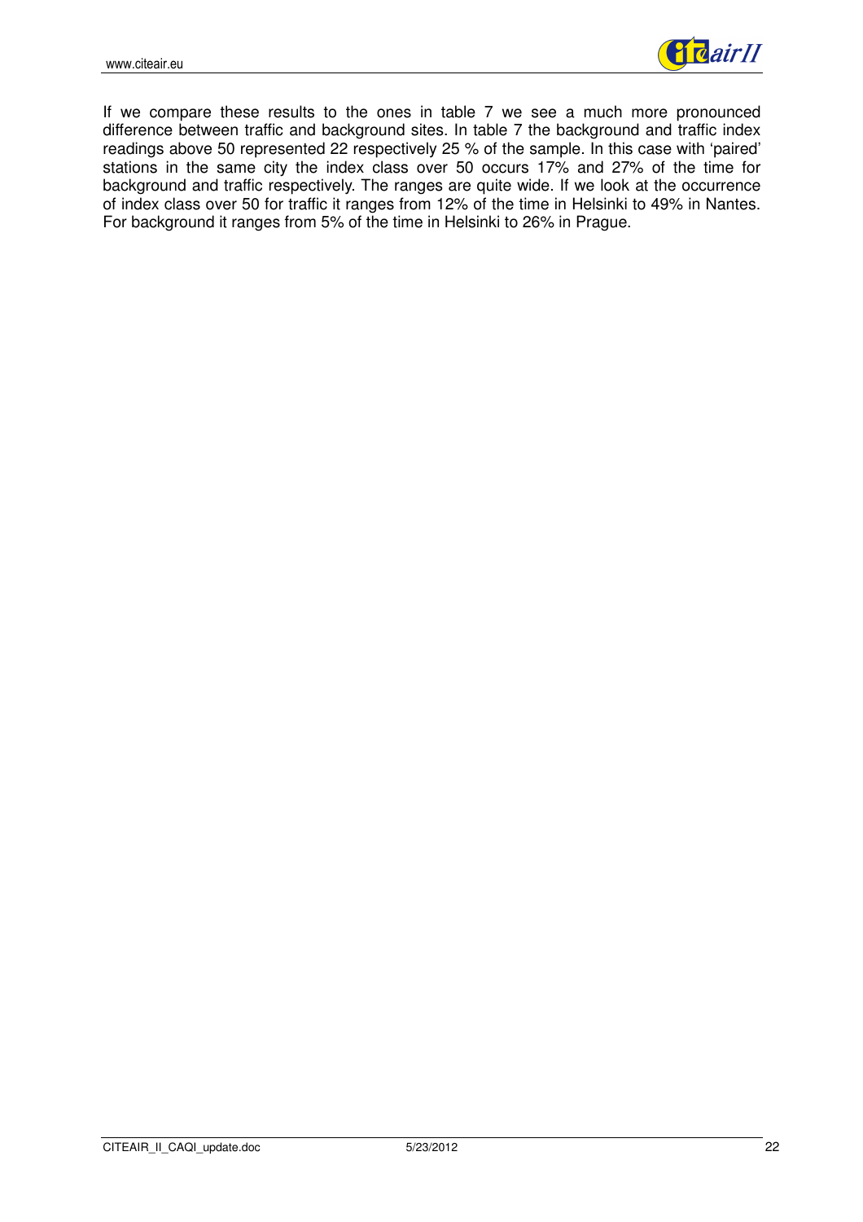If we compare these results to the ones in table 7 we see a much more pronounced difference between traffic and background sites. In table 7 the background and traffic index readings above 50 represented 22 respectively 25 % of the sample. In this case with 'paired' stations in the same city the index class over 50 occurs 17% and 27% of the time for background and traffic respectively. The ranges are quite wide. If we look at the occurrence of index class over 50 for traffic it ranges from 12% of the time in Helsinki to 49% in Nantes. For background it ranges from 5% of the time in Helsinki to 26% in Prague.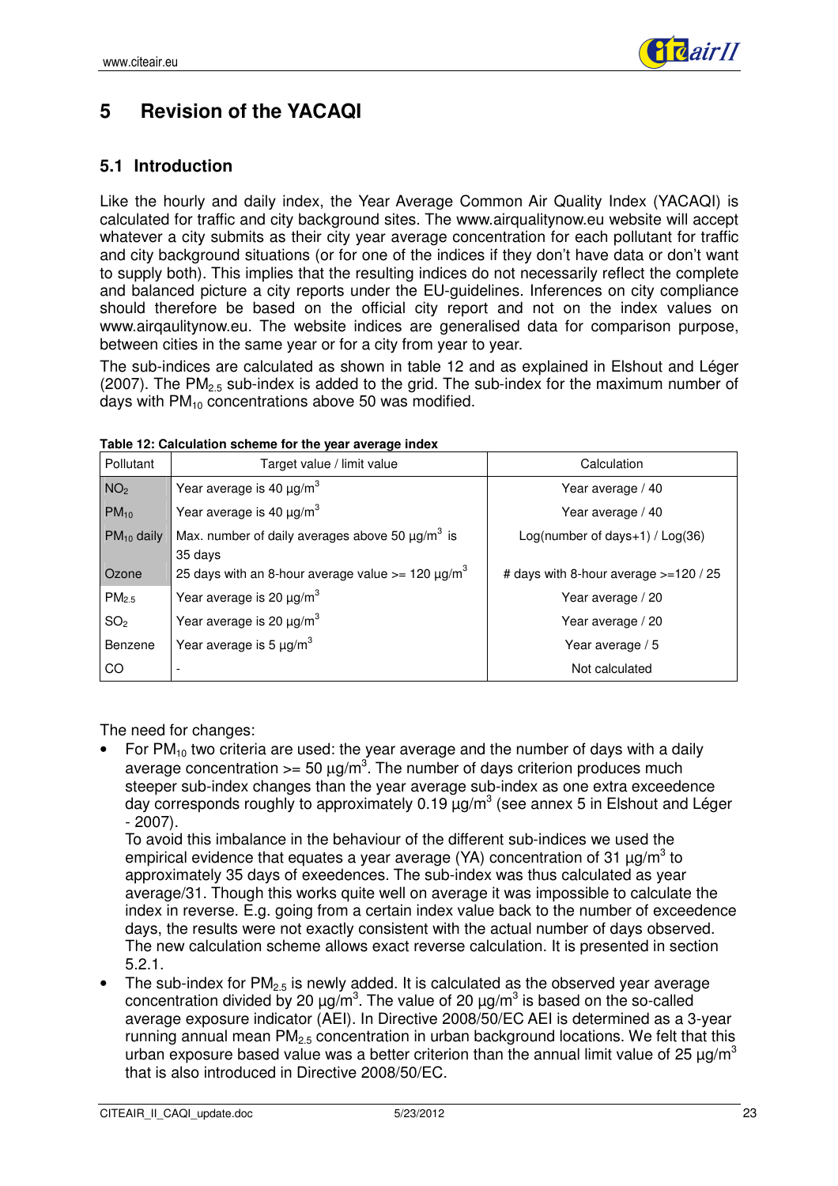# 5 Revision of the YACAQI

## 5.1 Introduction

Like the hourly and daily index, the Year Average Common Air Quality Index (YACAQI) is calculated for traffic and city background sites. The www.airqualitynow.eu website will accept whatever a city submits as their city year average concentration for each pollutant for traffic and city background situations (or for one of the indices if they don't have data or don't want to supply both). This implies that the resulting indices do not necessarily reflect the complete and balanced picture a city reports under the EU-guidelines. Inferences on city compliance should therefore be based on the official city report and not on the index values on www.airqaulitynow.eu. The website indices are generalised data for comparison purpose, between cities in the same year or for a city from year to year.

The sub-indices are calculated as shown in table 12 and as explained in Elshout and Léger (2007). The $PM_{2.5}$ sub-index is added to the grid. The sub-index for the maximum number of days with $PM_{10}$ concentrations above 50 was modified.

**Table 12: Calculation scheme for the year average index**

| Pollutant | Target value / limit value | Calculation |
|---|---|---|
| $NO_2$ | Year average is 40 µg/m$^3$ | Year average / 40 |
| $PM_{10}$ | Year average is 40 µg/m$^3$ | Year average / 40 |
| $PM_{10}$ daily | Max. number of daily averages above 50 µg/m$^3$ is 35 days | Log(number of days+1) / Log(36) |
| Ozone | 25 days with an 8-hour average value >= 120 µg/m$^3$ | # days with 8-hour average >=120 / 25 |
| $PM_{2.5}$ | Year average is 20 µg/m$^3$ | Year average / 20 |
| $SO_2$ | Year average is 20 µg/m$^3$ | Year average / 20 |
| Benzene | Year average is 5 µg/m$^3$ | Year average / 5 |
| CO | - | Not calculated |

The need for changes:

- For $PM_{10}$ two criteria are used: the year average and the number of days with a daily average concentration >= 50 µg/m$^3$. The number of days criterion produces much steeper sub-index changes than the year average sub-index as one extra exceedence day corresponds roughly to approximately 0.19 µg/m$^3$ (see annex 5 in Elshout and Léger - 2007).
  To avoid this imbalance in the behaviour of the different sub-indices we used the empirical evidence that equates a year average (YA) concentration of 31 µg/m$^3$ to approximately 35 days of exeedences. The sub-index was thus calculated as year average/31. Though this works quite well on average it was impossible to calculate the index in reverse. E.g. going from a certain index value back to the number of exceedence days, the results were not exactly consistent with the actual number of days observed. The new calculation scheme allows exact reverse calculation. It is presented in section 5.2.1.
- The sub-index for $PM_{2.5}$ is newly added. It is calculated as the observed year average concentration divided by 20 µg/m$^3$. The value of 20 µg/m$^3$ is based on the so-called average exposure indicator (AEI). In Directive 2008/50/EC AEI is determined as a 3-year running annual mean $PM_{2.5}$ concentration in urban background locations. We felt that this urban exposure based value was a better criterion than the annual limit value of 25 µg/m$^3$ that is also introduced in Directive 2008/50/EC.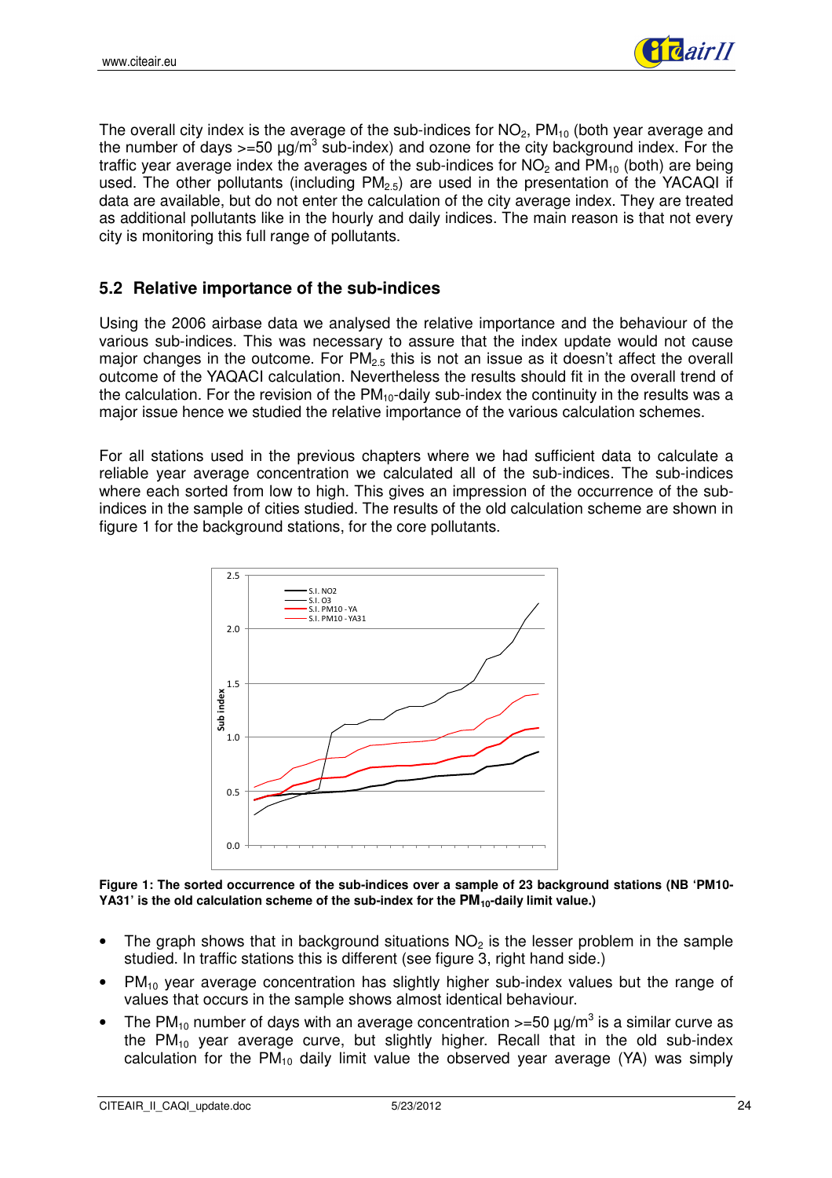The overall city index is the average of the sub-indices for $NO_2$, $PM_{10}$ (both year average and the number of days >=50 µg/m$^3$ sub-index) and ozone for the city background index. For the traffic year average index the averages of the sub-indices for $NO_2$ and $PM_{10}$ (both) are being used. The other pollutants (including $PM_{2.5}$) are used in the presentation of the YACAQI if data are available, but do not enter the calculation of the city average index. They are treated as additional pollutants like in the hourly and daily indices. The main reason is that not every city is monitoring this full range of pollutants.

## 5.2 Relative importance of the sub-indices

Using the 2006 airbase data we analysed the relative importance and the behaviour of the various sub-indices. This was necessary to assure that the index update would not cause major changes in the outcome. For $PM_{2.5}$ this is not an issue as it doesn't affect the overall outcome of the YAQACI calculation. Nevertheless the results should fit in the overall trend of the calculation. For the revision of the $PM_{10}$-daily sub-index the continuity in the results was a major issue hence we studied the relative importance of the various calculation schemes.

For all stations used in the previous chapters where we had sufficient data to calculate a reliable year average concentration we calculated all of the sub-indices. The sub-indices where each sorted from low to high. This gives an impression of the occurrence of the sub-indices in the sample of cities studied. The results of the old calculation scheme are shown in figure 1 for the background stations, for the core pollutants.

**Figure 1: The sorted occurrence of the sub-indices over a sample of 23 background stations (NB 'PM10-YA31' is the old calculation scheme of the sub-index for the $PM_{10}$-daily limit value.)**

- The graph shows that in background situations $NO_2$ is the lesser problem in the sample studied. In traffic stations this is different (see figure 3, right hand side.)
- $PM_{10}$ year average concentration has slightly higher sub-index values but the range of values that occurs in the sample shows almost identical behaviour.
- The $PM_{10}$ number of days with an average concentration >=50 µg/m$^3$ is a similar curve as the $PM_{10}$ year average curve, but slightly higher. Recall that in the old sub-index calculation for the $PM_{10}$ daily limit value the observed year average (YA) was simply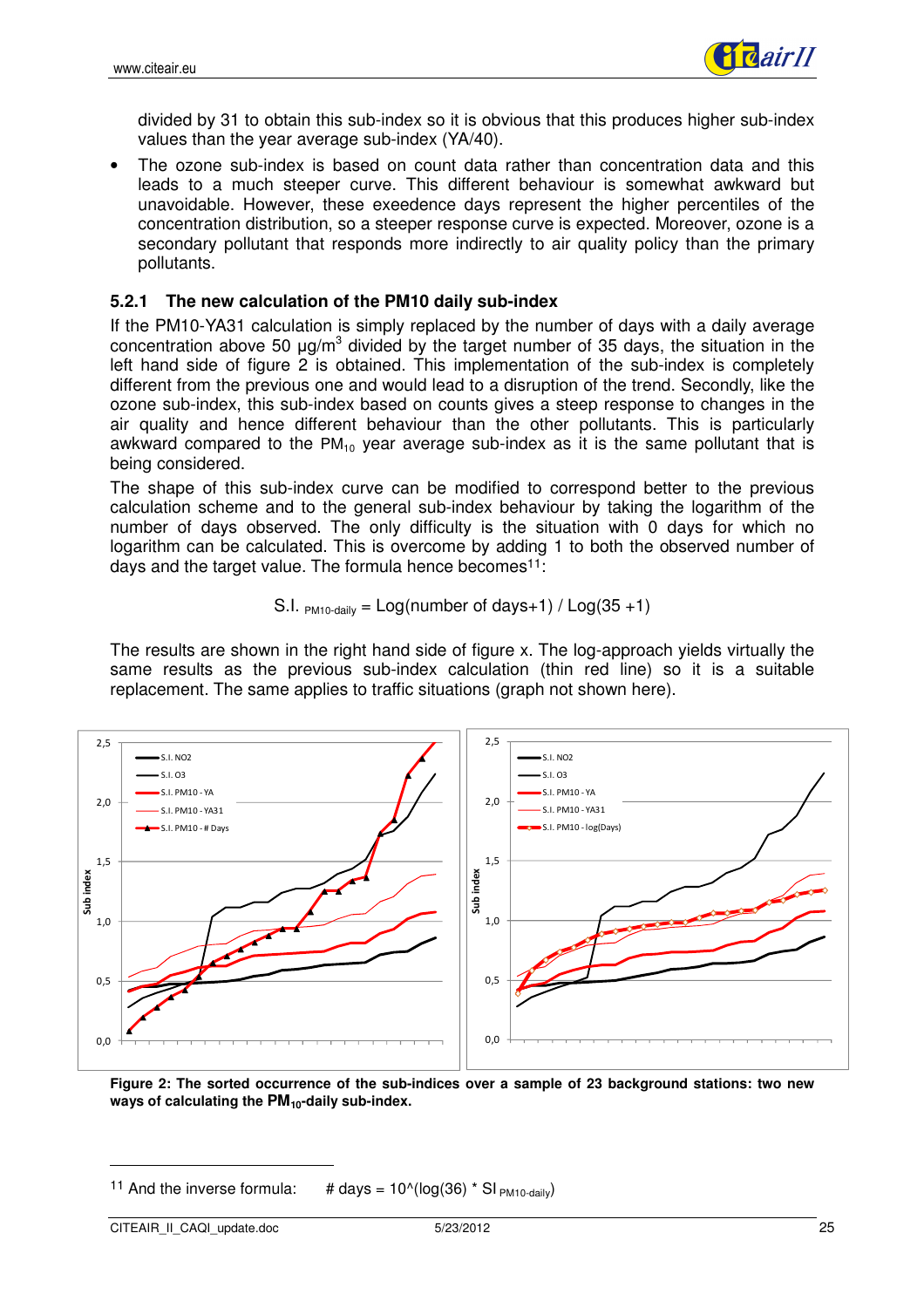divided by 31 to obtain this sub-index so it is obvious that this produces higher sub-index values than the year average sub-index (YA/40).

- The ozone sub-index is based on count data rather than concentration data and this leads to a much steeper curve. This different behaviour is somewhat awkward but unavoidable. However, these exeedence days represent the higher percentiles of the concentration distribution, so a steeper response curve is expected. Moreover, ozone is a secondary pollutant that responds more indirectly to air quality policy than the primary pollutants.

### 5.2.1 The new calculation of the PM10 daily sub-index

If the PM10-YA31 calculation is simply replaced by the number of days with a daily average concentration above 50 µg/m$^3$ divided by the target number of 35 days, the situation in the left hand side of figure 2 is obtained. This implementation of the sub-index is completely different from the previous one and would lead to a disruption of the trend. Secondly, like the ozone sub-index, this sub-index based on counts gives a steep response to changes in the air quality and hence different behaviour than the other pollutants. This is particularly awkward compared to the $PM_{10}$ year average sub-index as it is the same pollutant that is being considered.

The shape of this sub-index curve can be modified to correspond better to the previous calculation scheme and to the general sub-index behaviour by taking the logarithm of the number of days observed. The only difficulty is the situation with 0 days for which no logarithm can be calculated. This is overcome by adding 1 to both the observed number of days and the target value. The formula hence becomes[11]:

$$S.I._{PM10\text{-}daily} = \text{Log(number of days+1)} / \text{Log}(35+1)$$

The results are shown in the right hand side of figure x. The log-approach yields virtually the same results as the previous sub-index calculation (thin red line) so it is a suitable replacement. The same applies to traffic situations (graph not shown here).

**Figure 2: The sorted occurrence of the sub-indices over a sample of 23 background stations: two new ways of calculating the $PM_{10}$-daily sub-index.**

[11] And the inverse formula: # days = 10^(log(36) * SI $_{PM10\text{-}daily}$)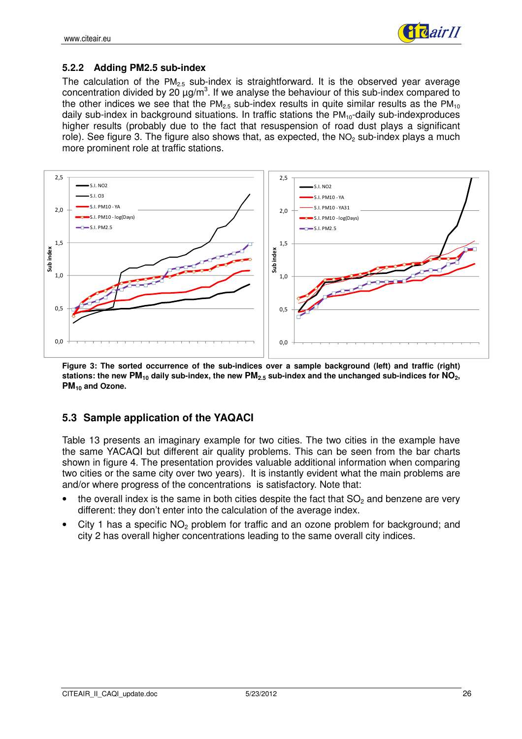### 5.2.2 Adding PM2.5 sub-index

The calculation of the $PM_{2.5}$ sub-index is straightforward. It is the observed year average concentration divided by 20 µg/m³. If we analyse the behaviour of this sub-index compared to the other indices we see that the $PM_{2.5}$ sub-index results in quite similar results as the $PM_{10}$ daily sub-index in background situations. In traffic stations the $PM_{10}$-daily sub-indexproduces higher results (probably due to the fact that resuspension of road dust plays a significant role). See figure 3. The figure also shows that, as expected, the $NO_2$ sub-index plays a much more prominent role at traffic stations.

**Figure 3: The sorted occurrence of the sub-indices over a sample background (left) and traffic (right) stations: the new $PM_{10}$ daily sub-index, the new $PM_{2.5}$ sub-index and the unchanged sub-indices for $NO_2$, $PM_{10}$ and Ozone.**

## 5.3 Sample application of the YAQACI

Table 13 presents an imaginary example for two cities. The two cities in the example have the same YACAQI but different air quality problems. This can be seen from the bar charts shown in figure 4. The presentation provides valuable additional information when comparing two cities or the same city over two years). It is instantly evident what the main problems are and/or where progress of the concentrations is satisfactory. Note that:

- the overall index is the same in both cities despite the fact that $SO_2$ and benzene are very different: they don't enter into the calculation of the average index.
- City 1 has a specific $NO_2$ problem for traffic and an ozone problem for background; and city 2 has overall higher concentrations leading to the same overall city indices.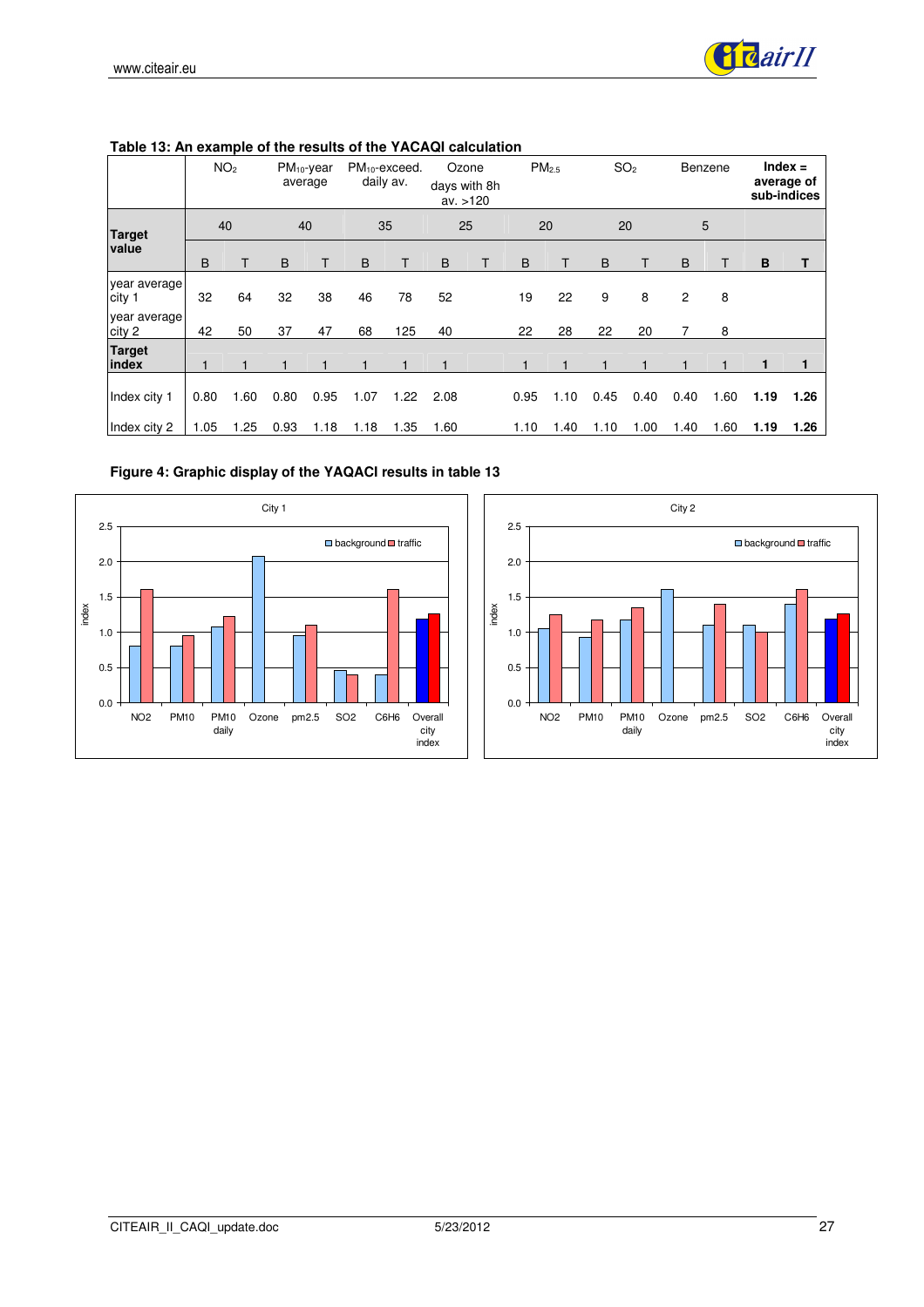**Table 13: An example of the results of the YACAQI calculation**

| | $NO_2$ | | $PM_{10}$-year average | | $PM_{10}$-exceed. daily av. | | Ozone days with 8h av. >120 | | $PM_{2.5}$ | | $SO_2$ | | Benzene | | Index = average of sub-indices | |
|---|---|---|---|---|---|---|---|---|---|---|---|---|---|---|---|---|
| **Target value** | 40 | | 40 | | 35 | | 25 | | 20 | | 20 | | 5 | | | |
| | B | T | B | T | B | T | B | T | B | T | B | T | B | T | **B** | **T** |
| year average city 1 | 32 | 64 | 32 | 38 | 46 | 78 | 52 | | 19 | 22 | 9 | 8 | 2 | 8 | | |
| year average city 2 | 42 | 50 | 37 | 47 | 68 | 125 | 40 | | 22 | 28 | 22 | 20 | 7 | 8 | | |
| **Target index** | 1 | 1 | 1 | 1 | 1 | 1 | 1 | | 1 | 1 | 1 | 1 | 1 | 1 | **1** | **1** |
| Index city 1 | 0.80 | 1.60 | 0.80 | 0.95 | 1.07 | 1.22 | 2.08 | | 0.95 | 1.10 | 0.45 | 0.40 | 0.40 | 1.60 | **1.19** | **1.26** |
| Index city 2 | 1.05 | 1.25 | 0.93 | 1.18 | 1.18 | 1.35 | 1.60 | | 1.10 | 1.40 | 1.10 | 1.00 | 1.40 | 1.60 | **1.19** | **1.26** |

**Figure 4: Graphic display of the YAQACI results in table 13**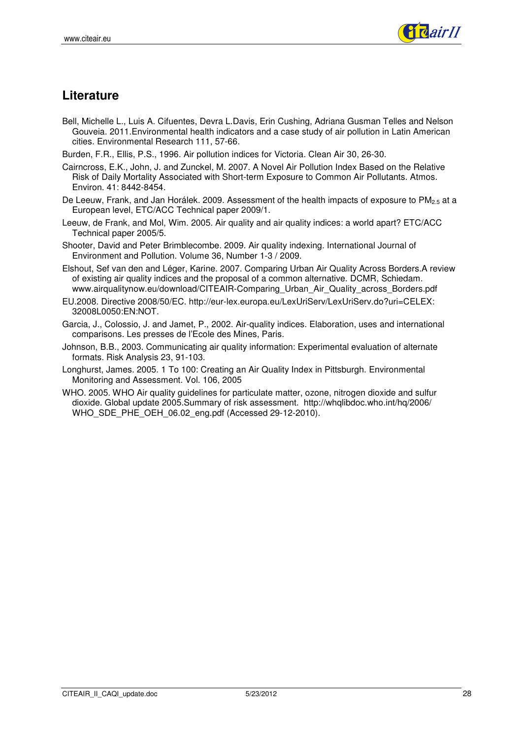## Literature

Bell, Michelle L., Luis A. Cifuentes, Devra L.Davis, Erin Cushing, Adriana Gusman Telles and Nelson Gouveia. 2011.Environmental health indicators and a case study of air pollution in Latin American cities. Environmental Research 111, 57-66.

Burden, F.R., Ellis, P.S., 1996. Air pollution indices for Victoria. Clean Air 30, 26-30.

Cairncross, E.K., John, J. and Zunckel, M. 2007. A Novel Air Pollution Index Based on the Relative Risk of Daily Mortality Associated with Short-term Exposure to Common Air Pollutants. Atmos. Environ. 41: 8442-8454.

De Leeuw, Frank, and Jan Horálek. 2009. Assessment of the health impacts of exposure to $PM_{2.5}$ at a European level, ETC/ACC Technical paper 2009/1.

Leeuw, de Frank, and Mol, Wim. 2005. Air quality and air quality indices: a world apart? ETC/ACC Technical paper 2005/5.

Shooter, David and Peter Brimblecombe. 2009. Air quality indexing. International Journal of Environment and Pollution. Volume 36, Number 1-3 / 2009.

Elshout, Sef van den and Léger, Karine. 2007. Comparing Urban Air Quality Across Borders.A review of existing air quality indices and the proposal of a common alternative. DCMR, Schiedam. www.airqualitynow.eu/download/CITEAIR-Comparing_Urban_Air_Quality_across_Borders.pdf

EU.2008. Directive 2008/50/EC. http://eur-lex.europa.eu/LexUriServ/LexUriServ.do?uri=CELEX:32008L0050:EN:NOT.

Garcia, J., Colossio, J. and Jamet, P., 2002. Air-quality indices. Elaboration, uses and international comparisons. Les presses de l'Ecole des Mines, Paris.

Johnson, B.B., 2003. Communicating air quality information: Experimental evaluation of alternate formats. Risk Analysis 23, 91-103.

Longhurst, James. 2005. 1 To 100: Creating an Air Quality Index in Pittsburgh. Environmental Monitoring and Assessment. Vol. 106, 2005

WHO. 2005. WHO Air quality guidelines for particulate matter, ozone, nitrogen dioxide and sulfur dioxide. Global update 2005.Summary of risk assessment. http://whqlibdoc.who.int/hq/2006/WHO_SDE_PHE_OEH_06.02_eng.pdf (Accessed 29-12-2010).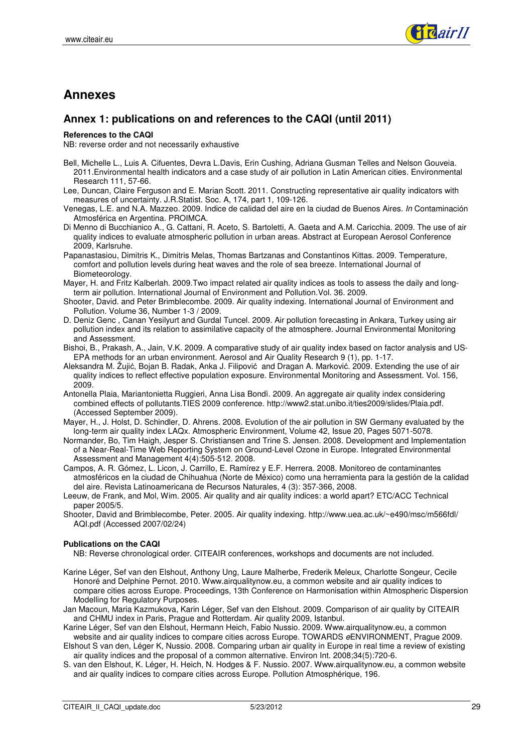# Annexes

## Annex 1: publications on and references to the CAQI (until 2011)

**References to the CAQI**

NB: reverse order and not necessarily exhaustive

Bell, Michelle L., Luis A. Cifuentes, Devra L.Davis, Erin Cushing, Adriana Gusman Telles and Nelson Gouveia. 2011.Environmental health indicators and a case study of air pollution in Latin American cities. Environmental Research 111, 57-66.

Lee, Duncan, Claire Ferguson and E. Marian Scott. 2011. Constructing representative air quality indicators with measures of uncertainty. J.R.Statist. Soc. A, 174, part 1, 109-126.

Venegas, L.E. and N.A. Mazzeo. 2009. Indice de calidad del aire en la ciudad de Buenos Aires. *In* Contaminación Atmosférica en Argentina. PROIMCA.

Di Menno di Bucchianico A., G. Cattani, R. Aceto, S. Bartoletti, A. Gaeta and A.M. Caricchia. 2009. The use of air quality indices to evaluate atmospheric pollution in urban areas. Abstract at European Aerosol Conference 2009, Karlsruhe.

Papanastasiou, Dimitris K., Dimitris Melas, Thomas Bartzanas and Constantinos Kittas. 2009. Temperature, comfort and pollution levels during heat waves and the role of sea breeze. International Journal of Biometeorology.

Mayer, H. and Fritz Kalberlah. 2009.Two impact related air quality indices as tools to assess the daily and long-term air pollution. International Journal of Environment and Pollution.Vol. 36. 2009.

Shooter, David. and Peter Brimblecombe. 2009. Air quality indexing. International Journal of Environment and Pollution. Volume 36, Number 1-3 / 2009.

D. Deniz Genc , Canan Yesilyurt and Gurdal Tuncel. 2009. Air pollution forecasting in Ankara, Turkey using air pollution index and its relation to assimilative capacity of the atmosphere. Journal Environmental Monitoring and Assessment.

Bishoi, B., Prakash, A., Jain, V.K. 2009. A comparative study of air quality index based on factor analysis and US-EPA methods for an urban environment. Aerosol and Air Quality Research 9 (1), pp. 1-17.

Aleksandra M. Žujić, Bojan B. Radak, Anka J. Filipović and Dragan A. Marković. 2009. Extending the use of air quality indices to reflect effective population exposure. Environmental Monitoring and Assessment. Vol. 156, 2009.

Antonella Plaia, Mariantonietta Ruggieri, Anna Lisa Bondì. 2009. An aggregate air quality index considering combined effects of pollutants.TIES 2009 conference. http://www2.stat.unibo.it/ties2009/slides/Plaia.pdf. (Accessed September 2009).

Mayer, H., J. Holst, D. Schindler, D. Ahrens. 2008. Evolution of the air pollution in SW Germany evaluated by the long-term air quality index LAQx. Atmospheric Environment, Volume 42, Issue 20, Pages 5071-5078.

Normander, Bo, Tim Haigh, Jesper S. Christiansen and Trine S. Jensen. 2008. Development and Implementation of a Near-Real-Time Web Reporting System on Ground-Level Ozone in Europe. Integrated Environmental Assessment and Management 4(4):505-512. 2008.

Campos, A. R. Gómez, L. Licon, J. Carrillo, E. Ramírez y E.F. Herrera. 2008. Monitoreo de contaminantes atmosféricos en la ciudad de Chihuahua (Norte de México) como una herramienta para la gestión de la calidad del aire. Revista Latinoamericana de Recursos Naturales, 4 (3): 357-366, 2008.

Leeuw, de Frank, and Mol, Wim. 2005. Air quality and air quality indices: a world apart? ETC/ACC Technical paper 2005/5.

Shooter, David and Brimblecombe, Peter. 2005. Air quality indexing. http://www.uea.ac.uk/~e490/msc/m566fdl/AQI.pdf (Accessed 2007/02/24)

**Publications on the CAQI**

NB: Reverse chronological order. CITEAIR conferences, workshops and documents are not included.

Karine Léger, Sef van den Elshout, Anthony Ung, Laure Malherbe, Frederik Meleux, Charlotte Songeur, Cecile Honoré and Delphine Pernot. 2010. Www.airqualitynow.eu, a common website and air quality indices to compare cities across Europe. Proceedings, 13th Conference on Harmonisation within Atmospheric Dispersion Modelling for Regulatory Purposes.

Jan Macoun, Maria Kazmukova, Karin Léger, Sef van den Elshout. 2009. Comparison of air quality by CITEAIR and CHMU index in Paris, Prague and Rotterdam. Air quality 2009, Istanbul.

Karine Léger, Sef van den Elshout, Hermann Heich, Fabio Nussio. 2009. Www.airqualitynow.eu, a common website and air quality indices to compare cities across Europe. TOWARDS *e*ENVIRONMENT, Prague 2009.

Elshout S van den, Léger K, Nussio. 2008. Comparing urban air quality in Europe in real time a review of existing air quality indices and the proposal of a common alternative. Environ Int. 2008;34(5):720-6.

S. van den Elshout, K. Léger, H. Heich, N. Hodges & F. Nussio. 2007. Www.airqualitynow.eu, a common website and air quality indices to compare cities across Europe. Pollution Atmosphérique, 196.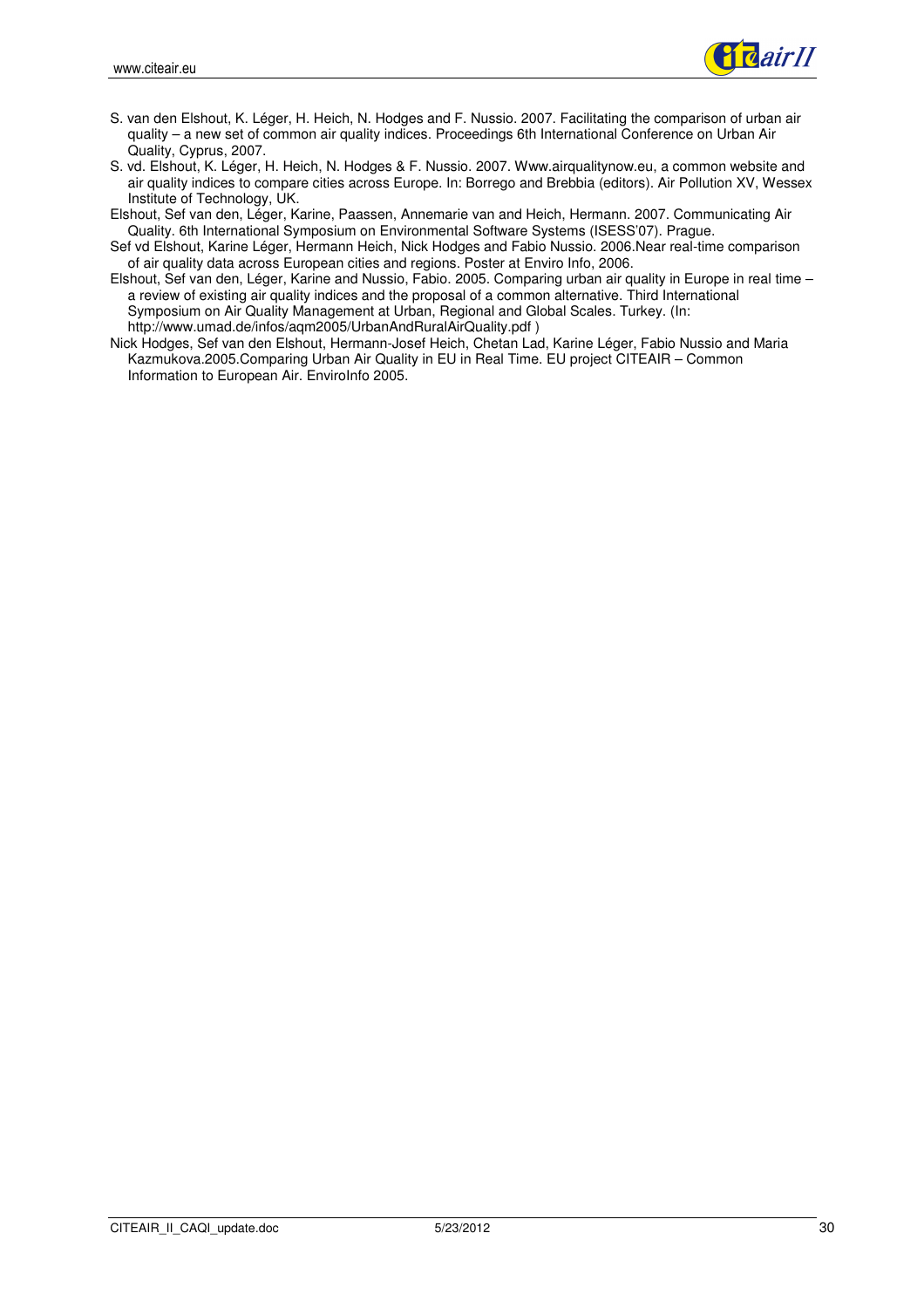S. van den Elshout, K. Léger, H. Heich, N. Hodges and F. Nussio. 2007. Facilitating the comparison of urban air quality – a new set of common air quality indices. Proceedings 6th International Conference on Urban Air Quality, Cyprus, 2007.

S. vd. Elshout, K. Léger, H. Heich, N. Hodges & F. Nussio. 2007. Www.airqualitynow.eu, a common website and air quality indices to compare cities across Europe. In: Borrego and Brebbia (editors). Air Pollution XV, Wessex Institute of Technology, UK.

Elshout, Sef van den, Léger, Karine, Paassen, Annemarie van and Heich, Hermann. 2007. Communicating Air Quality. 6th International Symposium on Environmental Software Systems (ISESS'07). Prague.

Sef vd Elshout, Karine Léger, Hermann Heich, Nick Hodges and Fabio Nussio. 2006.Near real-time comparison of air quality data across European cities and regions. Poster at Enviro Info, 2006.

Elshout, Sef van den, Léger, Karine and Nussio, Fabio. 2005. Comparing urban air quality in Europe in real time – a review of existing air quality indices and the proposal of a common alternative. Third International Symposium on Air Quality Management at Urban, Regional and Global Scales. Turkey. (In: http://www.umad.de/infos/aqm2005/UrbanAndRuralAirQuality.pdf )

Nick Hodges, Sef van den Elshout, Hermann-Josef Heich, Chetan Lad, Karine Léger, Fabio Nussio and Maria Kazmukova.2005.Comparing Urban Air Quality in EU in Real Time. EU project CITEAIR – Common Information to European Air. EnviroInfo 2005.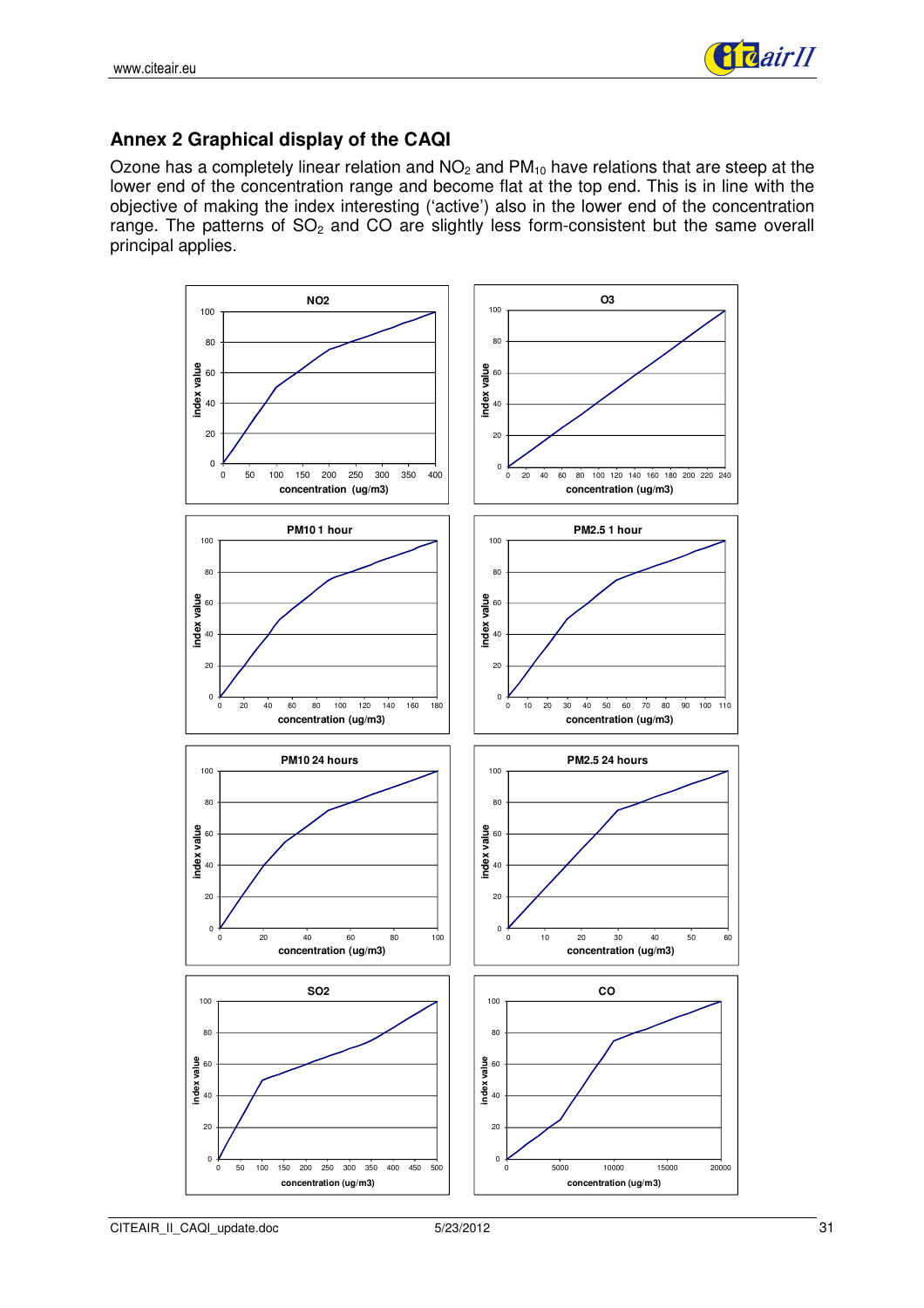## Annex 2 Graphical display of the CAQI

Ozone has a completely linear relation and $NO_2$ and $PM_{10}$ have relations that are steep at the lower end of the concentration range and become flat at the top end. This is in line with the objective of making the index interesting ('active') also in the lower end of the concentration range. The patterns of $SO_2$ and CO are slightly less form-consistent but the same overall principal applies.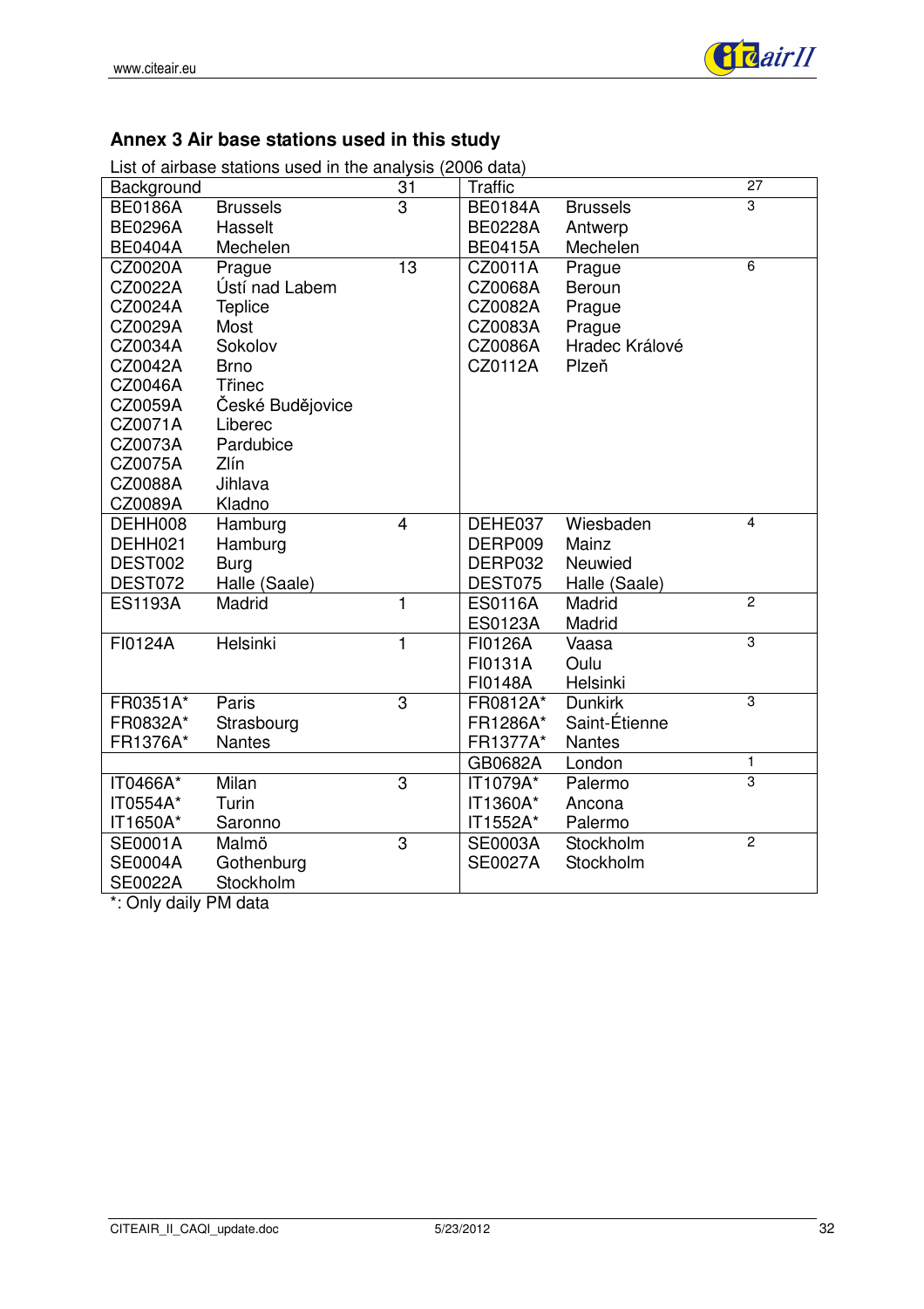## Annex 3 Air base stations used in this study

List of airbase stations used in the analysis (2006 data)

| Background | | 31 | Traffic | | 27 |
|---|---|---|---|---|---|
| BE0186A | Brussels | 3 | BE0184A | Brussels | 3 |
| BE0296A | Hasselt | | BE0228A | Antwerp | |
| BE0404A | Mechelen | | BE0415A | Mechelen | |
| CZ0020A | Prague | 13 | CZ0011A | Prague | 6 |
| CZ0022A | Ústí nad Labem | | CZ0068A | Beroun | |
| CZ0024A | Teplice | | CZ0082A | Prague | |
| CZ0029A | Most | | CZ0083A | Prague | |
| CZ0034A | Sokolov | | CZ0086A | Hradec Králové | |
| CZ0042A | Brno | | CZ0112A | Plzeň | |
| CZ0046A | Třinec | | | | |
| CZ0059A | České Budějovice | | | | |
| CZ0071A | Liberec | | | | |
| CZ0073A | Pardubice | | | | |
| CZ0075A | Zlín | | | | |
| CZ0088A | Jihlava | | | | |
| CZ0089A | Kladno | | | | |
| DEHH008 | Hamburg | 4 | DEHE037 | Wiesbaden | 4 |
| DEHH021 | Hamburg | | DERP009 | Mainz | |
| DEST002 | Burg | | DERP032 | Neuwied | |
| DEST072 | Halle (Saale) | | DEST075 | Halle (Saale) | |
| ES1193A | Madrid | 1 | ES0116A | Madrid | 2 |
| | | | ES0123A | Madrid | |
| FI0124A | Helsinki | 1 | FI0126A | Vaasa | 3 |
| | | | FI0131A | Oulu | |
| | | | FI0148A | Helsinki | |
| FR0351A* | Paris | 3 | FR0812A* | Dunkirk | 3 |
| FR0832A* | Strasbourg | | FR1286A* | Saint-Étienne | |
| FR1376A* | Nantes | | FR1377A* | Nantes | |
| | | | GB0682A | London | 1 |
| IT0466A* | Milan | 3 | IT1079A* | Palermo | 3 |
| IT0554A* | Turin | | IT1360A* | Ancona | |
| IT1650A* | Saronno | | IT1552A* | Palermo | |
| SE0001A | Malmö | 3 | SE0003A | Stockholm | 2 |
| SE0004A | Gothenburg | | SE0027A | Stockholm | |
| SE0022A | Stockholm | | | | |

*: Only daily PM data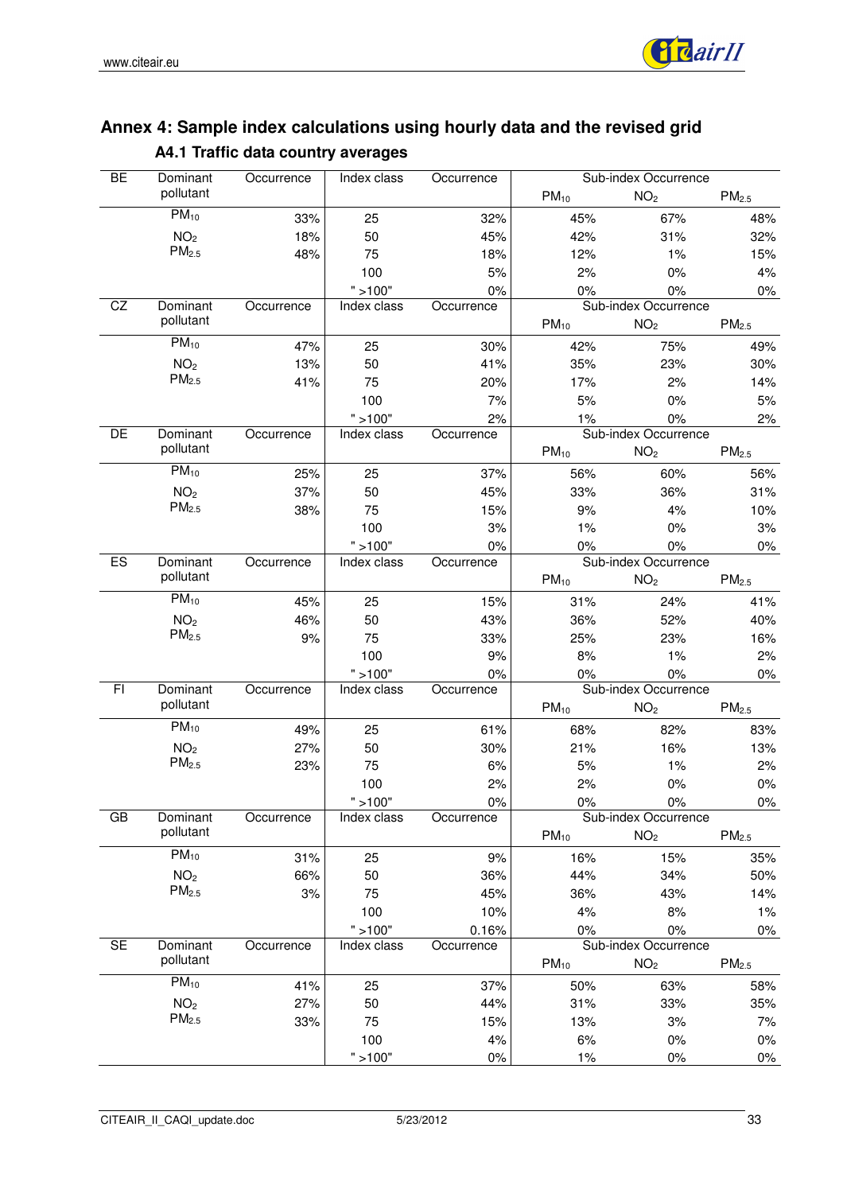# Annex 4: Sample index calculations using hourly data and the revised grid

## A4.1 Traffic data country averages

| | Dominant pollutant | Occurrence | Index class | Occurrence | Sub-index Occurrence | | |
|---|---|---|---|---|---|---|---|
| | | | | | $PM_{10}$ | $NO_2$ | $PM_{2.5}$ |
| BE | $PM_{10}$ | 33% | 25 | 32% | 45% | 67% | 48% |
| | $NO_2$ | 18% | 50 | 45% | 42% | 31% | 32% |
| | $PM_{2.5}$ | 48% | 75 | 18% | 12% | 1% | 15% |
| | | | 100 | 5% | 2% | 0% | 4% |
| | | | " >100" | 0% | 0% | 0% | 0% |
| CZ | $PM_{10}$ | 47% | 25 | 30% | 42% | 75% | 49% |
| | $NO_2$ | 13% | 50 | 41% | 35% | 23% | 30% |
| | $PM_{2.5}$ | 41% | 75 | 20% | 17% | 2% | 14% |
| | | | 100 | 7% | 5% | 0% | 5% |
| | | | " >100" | 2% | 1% | 0% | 2% |
| DE | $PM_{10}$ | 25% | 25 | 37% | 56% | 60% | 56% |
| | $NO_2$ | 37% | 50 | 45% | 33% | 36% | 31% |
| | $PM_{2.5}$ | 38% | 75 | 15% | 9% | 4% | 10% |
| | | | 100 | 3% | 1% | 0% | 3% |
| | | | " >100" | 0% | 0% | 0% | 0% |
| ES | $PM_{10}$ | 45% | 25 | 15% | 31% | 24% | 41% |
| | $NO_2$ | 46% | 50 | 43% | 36% | 52% | 40% |
| | $PM_{2.5}$ | 9% | 75 | 33% | 25% | 23% | 16% |
| | | | 100 | 9% | 8% | 1% | 2% |
| | | | " >100" | 0% | 0% | 0% | 0% |
| FI | $PM_{10}$ | 49% | 25 | 61% | 68% | 82% | 83% |
| | $NO_2$ | 27% | 50 | 30% | 21% | 16% | 13% |
| | $PM_{2.5}$ | 23% | 75 | 6% | 5% | 1% | 2% |
| | | | 100 | 2% | 2% | 0% | 0% |
| | | | " >100" | 0% | 0% | 0% | 0% |
| GB | $PM_{10}$ | 31% | 25 | 9% | 16% | 15% | 35% |
| | $NO_2$ | 66% | 50 | 36% | 44% | 34% | 50% |
| | $PM_{2.5}$ | 3% | 75 | 45% | 36% | 43% | 14% |
| | | | 100 | 10% | 4% | 8% | 1% |
| | | | " >100" | 0.16% | 0% | 0% | 0% |
| SE | $PM_{10}$ | 41% | 25 | 37% | 50% | 63% | 58% |
| | $NO_2$ | 27% | 50 | 44% | 31% | 33% | 35% |
| | $PM_{2.5}$ | 33% | 75 | 15% | 13% | 3% | 7% |
| | | | 100 | 4% | 6% | 0% | 0% |
| | | | " >100" | 0% | 1% | 0% | 0% |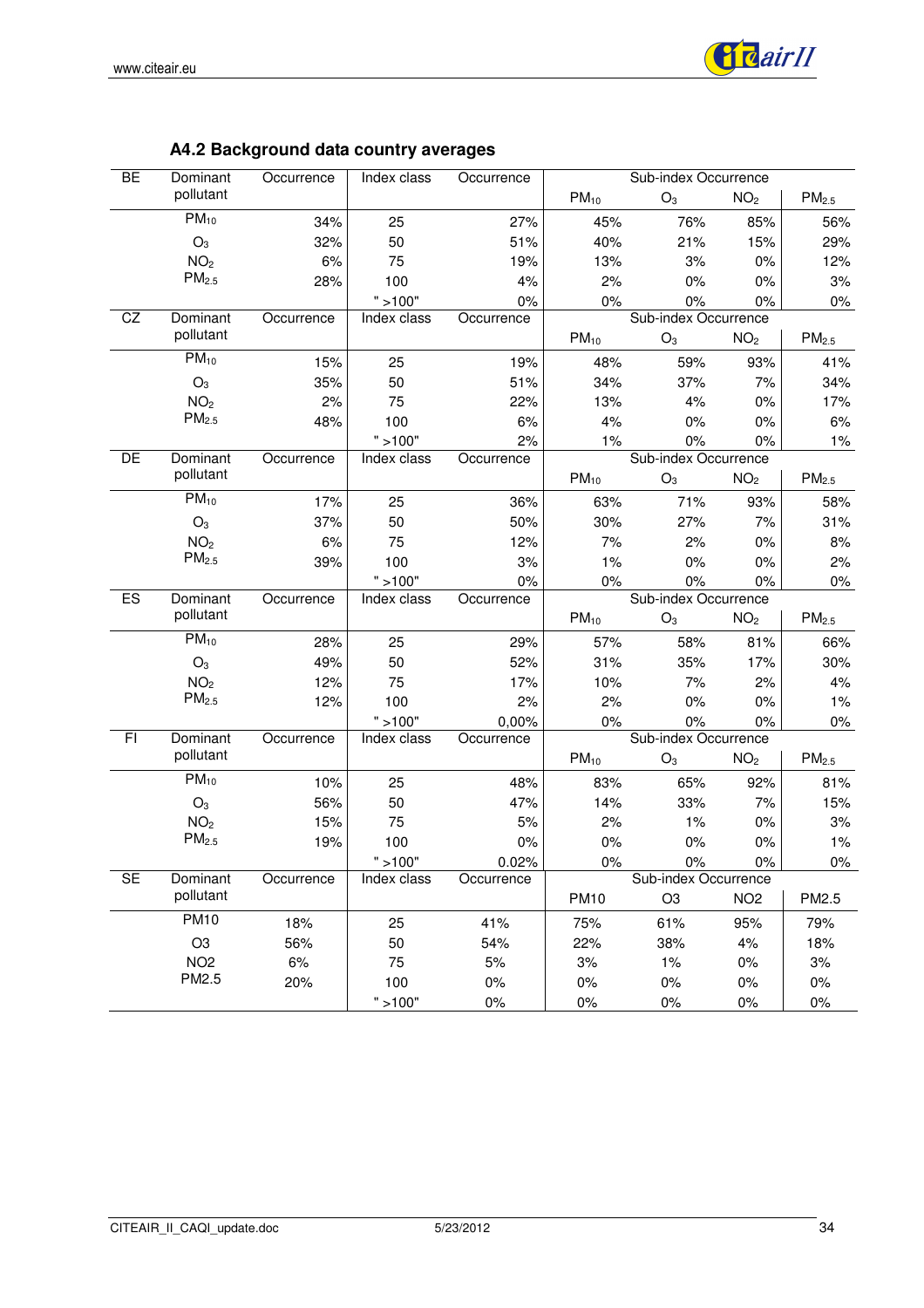## A4.2 Background data country averages

| BE | Dominant pollutant | Occurrence | Index class | Occurrence | Sub-index Occurrence | | | |
|---|---|---|---|---|---|---|---|---|
| | | | | | $PM_{10}$ | $O_3$ | $NO_2$ | $PM_{2.5}$ |
| | $PM_{10}$ | 34% | 25 | 27% | 45% | 76% | 85% | 56% |
| | $O_3$ | 32% | 50 | 51% | 40% | 21% | 15% | 29% |
| | $NO_2$ | 6% | 75 | 19% | 13% | 3% | 0% | 12% |
| | $PM_{2.5}$ | 28% | 100 | 4% | 2% | 0% | 0% | 3% |
| | | | " >100" | 0% | 0% | 0% | 0% | 0% |
| **CZ** | **Dominant pollutant** | **Occurrence** | **Index class** | **Occurrence** | **Sub-index Occurrence** | | | |
| | | | | | $PM_{10}$ | $O_3$ | $NO_2$ | $PM_{2.5}$ |
| | $PM_{10}$ | 15% | 25 | 19% | 48% | 59% | 93% | 41% |
| | $O_3$ | 35% | 50 | 51% | 34% | 37% | 7% | 34% |
| | $NO_2$ | 2% | 75 | 22% | 13% | 4% | 0% | 17% |
| | $PM_{2.5}$ | 48% | 100 | 6% | 4% | 0% | 0% | 6% |
| | | | " >100" | 2% | 1% | 0% | 0% | 1% |
| **DE** | **Dominant pollutant** | **Occurrence** | **Index class** | **Occurrence** | **Sub-index Occurrence** | | | |
| | | | | | $PM_{10}$ | $O_3$ | $NO_2$ | $PM_{2.5}$ |
| | $PM_{10}$ | 17% | 25 | 36% | 63% | 71% | 93% | 58% |
| | $O_3$ | 37% | 50 | 50% | 30% | 27% | 7% | 31% |
| | $NO_2$ | 6% | 75 | 12% | 7% | 2% | 0% | 8% |
| | $PM_{2.5}$ | 39% | 100 | 3% | 1% | 0% | 0% | 2% |
| | | | " >100" | 0% | 0% | 0% | 0% | 0% |
| **ES** | **Dominant pollutant** | **Occurrence** | **Index class** | **Occurrence** | **Sub-index Occurrence** | | | |
| | | | | | $PM_{10}$ | $O_3$ | $NO_2$ | $PM_{2.5}$ |
| | $PM_{10}$ | 28% | 25 | 29% | 57% | 58% | 81% | 66% |
| | $O_3$ | 49% | 50 | 52% | 31% | 35% | 17% | 30% |
| | $NO_2$ | 12% | 75 | 17% | 10% | 7% | 2% | 4% |
| | $PM_{2.5}$ | 12% | 100 | 2% | 2% | 0% | 0% | 1% |
| | | | " >100" | 0,00% | 0% | 0% | 0% | 0% |
| **FI** | **Dominant pollutant** | **Occurrence** | **Index class** | **Occurrence** | **Sub-index Occurrence** | | | |
| | | | | | $PM_{10}$ | $O_3$ | $NO_2$ | $PM_{2.5}$ |
| | $PM_{10}$ | 10% | 25 | 48% | 83% | 65% | 92% | 81% |
| | $O_3$ | 56% | 50 | 47% | 14% | 33% | 7% | 15% |
| | $NO_2$ | 15% | 75 | 5% | 2% | 1% | 0% | 3% |
| | $PM_{2.5}$ | 19% | 100 | 0% | 0% | 0% | 0% | 1% |
| | | | " >100" | 0.02% | 0% | 0% | 0% | 0% |
| **SE** | **Dominant pollutant** | **Occurrence** | **Index class** | **Occurrence** | **Sub-index Occurrence** | | | |
| | | | | | PM10 | O3 | NO2 | PM2.5 |
| | PM10 | 18% | 25 | 41% | 75% | 61% | 95% | 79% |
| | O3 | 56% | 50 | 54% | 22% | 38% | 4% | 18% |
| | NO2 | 6% | 75 | 5% | 3% | 1% | 0% | 3% |
| | PM2.5 | 20% | 100 | 0% | 0% | 0% | 0% | 0% |
| | | | " >100" | 0% | 0% | 0% | 0% | 0% |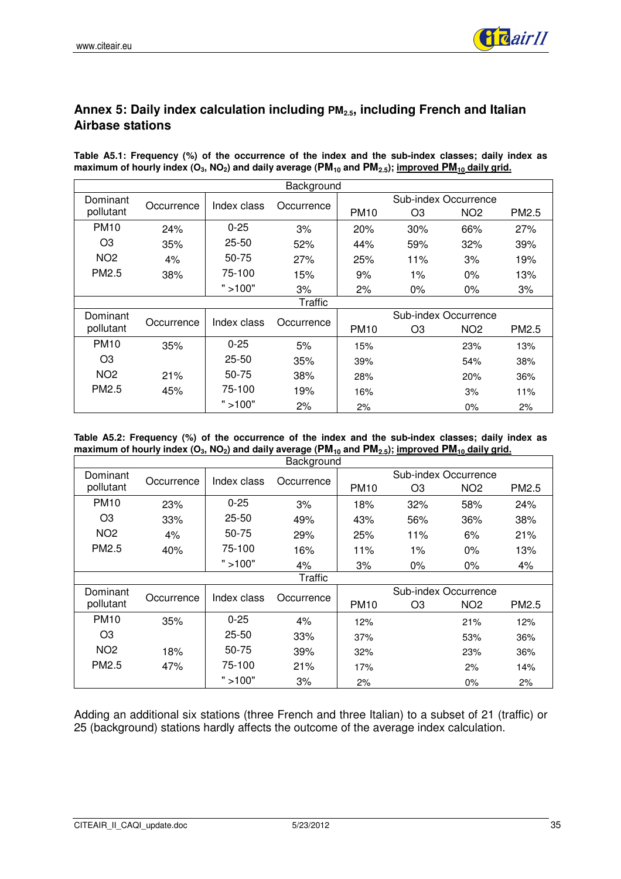## Annex 5: Daily index calculation including $PM_{2.5}$, including French and Italian Airbase stations

**Table A5.1: Frequency (%) of the occurrence of the index and the sub-index classes; daily index as maximum of hourly index ($O_3$, $NO_2$) and daily average ($PM_{10}$ and $PM_{2.5}$); <u>improved $PM_{10}$ daily grid.</u>**

| Background | | | | | | | |
|---|---|---|---|---|---|---|---|
| Dominant pollutant | Occurrence | Index class | Occurrence | Sub-index Occurrence | | | |
| | | | | PM10 | O3 | NO2 | PM2.5 |
| PM10 | 24% | 0-25 | 3% | 20% | 30% | 66% | 27% |
| O3 | 35% | 25-50 | 52% | 44% | 59% | 32% | 39% |
| NO2 | 4% | 50-75 | 27% | 25% | 11% | 3% | 19% |
| PM2.5 | 38% | 75-100 | 15% | 9% | 1% | 0% | 13% |
| | | " >100" | 3% | 2% | 0% | 0% | 3% |
| **Traffic** | | | | | | | |
| Dominant pollutant | Occurrence | Index class | Occurrence | Sub-index Occurrence | | | |
| | | | | PM10 | O3 | NO2 | PM2.5 |
| PM10 | 35% | 0-25 | 5% | 15% | | 23% | 13% |
| O3 | | 25-50 | 35% | 39% | | 54% | 38% |
| NO2 | 21% | 50-75 | 38% | 28% | | 20% | 36% |
| PM2.5 | 45% | 75-100 | 19% | 16% | | 3% | 11% |
| | | " >100" | 2% | 2% | | 0% | 2% |

**Table A5.2: Frequency (%) of the occurrence of the index and the sub-index classes; daily index as maximum of hourly index ($O_3$, $NO_2$) and daily average ($PM_{10}$ and $PM_{2.5}$); <u>improved $PM_{10}$ daily grid.</u>**

| Background | | | | | | | |
|---|---|---|---|---|---|---|---|
| Dominant pollutant | Occurrence | Index class | Occurrence | Sub-index Occurrence | | | |
| | | | | PM10 | O3 | NO2 | PM2.5 |
| PM10 | 23% | 0-25 | 3% | 18% | 32% | 58% | 24% |
| O3 | 33% | 25-50 | 49% | 43% | 56% | 36% | 38% |
| NO2 | 4% | 50-75 | 29% | 25% | 11% | 6% | 21% |
| PM2.5 | 40% | 75-100 | 16% | 11% | 1% | 0% | 13% |
| | | " >100" | 4% | 3% | 0% | 0% | 4% |
| **Traffic** | | | | | | | |
| Dominant pollutant | Occurrence | Index class | Occurrence | Sub-index Occurrence | | | |
| | | | | PM10 | O3 | NO2 | PM2.5 |
| PM10 | 35% | 0-25 | 4% | 12% | | 21% | 12% |
| O3 | | 25-50 | 33% | 37% | | 53% | 36% |
| NO2 | 18% | 50-75 | 39% | 32% | | 23% | 36% |
| PM2.5 | 47% | 75-100 | 21% | 17% | | 2% | 14% |
| | | " >100" | 3% | 2% | | 0% | 2% |

Adding an additional six stations (three French and three Italian) to a subset of 21 (traffic) or 25 (background) stations hardly affects the outcome of the average index calculation.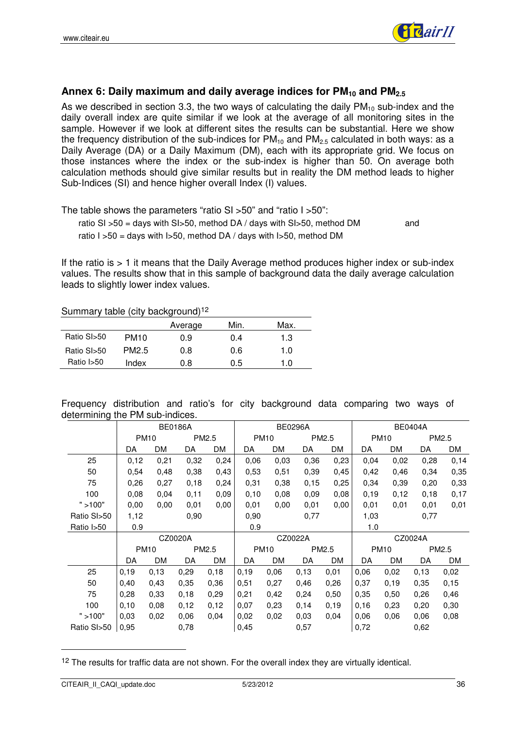## Annex 6: Daily maximum and daily average indices for $PM_{10}$ and $PM_{2.5}$

As we described in section 3.3, the two ways of calculating the daily $PM_{10}$ sub-index and the daily overall index are quite similar if we look at the average of all monitoring sites in the sample. However if we look at different sites the results can be substantial. Here we show the frequency distribution of the sub-indices for $PM_{10}$ and $PM_{2.5}$ calculated in both ways: as a Daily Average (DA) or a Daily Maximum (DM), each with its appropriate grid. We focus on those instances where the index or the sub-index is higher than 50. On average both calculation methods should give similar results but in reality the DM method leads to higher Sub-Indices (SI) and hence higher overall Index (I) values.

The table shows the parameters "ratio SI >50" and "ratio I >50":

ratio SI >50 = days with SI>50, method DA / days with SI>50, method DM and

ratio I >50 = days with I>50, method DA / days with I>50, method DM

If the ratio is > 1 it means that the Daily Average method produces higher index or sub-index values. The results show that in this sample of background data the daily average calculation leads to slightly lower index values.

Summary table (city background)[12]

| | | Average | Min. | Max. |
|---|---|---|---|---|
| Ratio SI>50 | PM10 | 0.9 | 0.4 | 1.3 |
| Ratio SI>50 | PM2.5 | 0.8 | 0.6 | 1.0 |
| Ratio I>50 | Index | 0.8 | 0.5 | 1.0 |

Frequency distribution and ratio's for city background data comparing two ways of determining the PM sub-indices.

| | BE0186A | | | | BE0296A | | | | BE0404A | | | |
|---|---|---|---|---|---|---|---|---|---|---|---|---|
| | PM10 | | PM2.5 | | PM10 | | PM2.5 | | PM10 | | PM2.5 | |
| | DA | DM | DA | DM | DA | DM | DA | DM | DA | DM | DA | DM |
| 25 | 0,12 | 0,21 | 0,32 | 0,24 | 0,06 | 0,03 | 0,36 | 0,23 | 0,04 | 0,02 | 0,28 | 0,14 |
| 50 | 0,54 | 0,48 | 0,38 | 0,43 | 0,53 | 0,51 | 0,39 | 0,45 | 0,42 | 0,46 | 0,34 | 0,35 |
| 75 | 0,26 | 0,27 | 0,18 | 0,24 | 0,31 | 0,38 | 0,15 | 0,25 | 0,34 | 0,39 | 0,20 | 0,33 |
| 100 | 0,08 | 0,04 | 0,11 | 0,09 | 0,10 | 0,08 | 0,09 | 0,08 | 0,19 | 0,12 | 0,18 | 0,17 |
| " >100" | 0,00 | 0,00 | 0,01 | 0,00 | 0,01 | 0,00 | 0,01 | 0,00 | 0,01 | 0,01 | 0,01 | 0,01 |
| Ratio SI>50 | 1,12 | | 0,90 | | 0,90 | | 0,77 | | 1,03 | | 0,77 | |
| Ratio I>50 | 0.9 | | | | 0.9 | | | | 1.0 | | | |
| | CZ0020A | | | | CZ0022A | | | | CZ0024A | | | |
| | PM10 | | PM2.5 | | PM10 | | PM2.5 | | PM10 | | PM2.5 | |
| | DA | DM | DA | DM | DA | DM | DA | DM | DA | DM | DA | DM |
| 25 | 0,19 | 0,13 | 0,29 | 0,18 | 0,19 | 0,06 | 0,13 | 0,01 | 0,06 | 0,02 | 0,13 | 0,02 |
| 50 | 0,40 | 0,43 | 0,35 | 0,36 | 0,51 | 0,27 | 0,46 | 0,26 | 0,37 | 0,19 | 0,35 | 0,15 |
| 75 | 0,28 | 0,33 | 0,18 | 0,29 | 0,21 | 0,42 | 0,24 | 0,50 | 0,35 | 0,50 | 0,26 | 0,46 |
| 100 | 0,10 | 0,08 | 0,12 | 0,12 | 0,07 | 0,23 | 0,14 | 0,19 | 0,16 | 0,23 | 0,20 | 0,30 |
| " >100" | 0,03 | 0,02 | 0,06 | 0,04 | 0,02 | 0,02 | 0,03 | 0,04 | 0,06 | 0,06 | 0,06 | 0,08 |
| Ratio SI>50 | 0,95 | | 0,78 | | 0,45 | | 0,57 | | 0,72 | | 0,62 | |

[12] The results for traffic data are not shown. For the overall index they are virtually identical.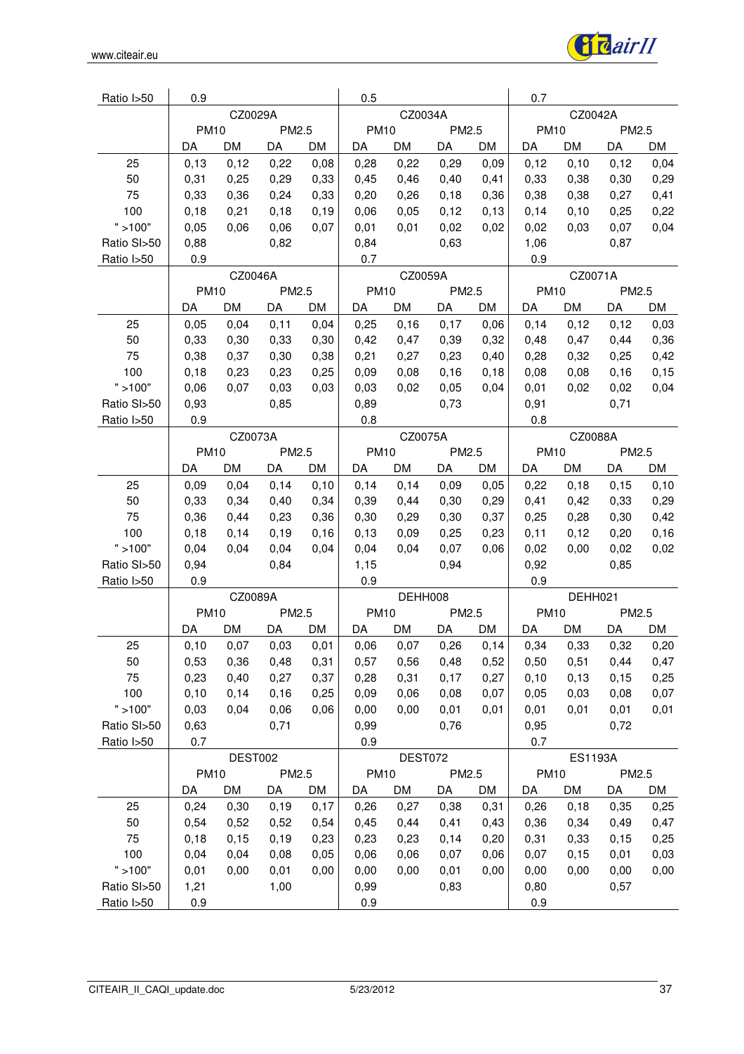| Ratio I>50 | 0.9 | | | | 0.5 | | | | 0.7 | | | |
|---|---|---|---|---|---|---|---|---|---|---|---|---|
| | CZ0029A | | | | CZ0034A | | | | CZ0042A | | | |
| | PM10 | | PM2.5 | | PM10 | | PM2.5 | | PM10 | | PM2.5 | |
| | DA | DM | DA | DM | DA | DM | DA | DM | DA | DM | DA | DM |
| 25 | 0,13 | 0,12 | 0,22 | 0,08 | 0,28 | 0,22 | 0,29 | 0,09 | 0,12 | 0,10 | 0,12 | 0,04 |
| 50 | 0,31 | 0,25 | 0,29 | 0,33 | 0,45 | 0,46 | 0,40 | 0,41 | 0,33 | 0,38 | 0,30 | 0,29 |
| 75 | 0,33 | 0,36 | 0,24 | 0,33 | 0,20 | 0,26 | 0,18 | 0,36 | 0,38 | 0,38 | 0,27 | 0,41 |
| 100 | 0,18 | 0,21 | 0,18 | 0,19 | 0,06 | 0,05 | 0,12 | 0,13 | 0,14 | 0,10 | 0,25 | 0,22 |
| " >100" | 0,05 | 0,06 | 0,06 | 0,07 | 0,01 | 0,01 | 0,02 | 0,02 | 0,02 | 0,03 | 0,07 | 0,04 |
| Ratio SI>50 | 0,88 | | 0,82 | | 0,84 | | 0,63 | | 1,06 | | 0,87 | |
| Ratio I>50 | 0.9 | | | | 0.7 | | | | 0.9 | | | |
| | CZ0046A | | | | CZ0059A | | | | CZ0071A | | | |
| | PM10 | | PM2.5 | | PM10 | | PM2.5 | | PM10 | | PM2.5 | |
| | DA | DM | DA | DM | DA | DM | DA | DM | DA | DM | DA | DM |
| 25 | 0,05 | 0,04 | 0,11 | 0,04 | 0,25 | 0,16 | 0,17 | 0,06 | 0,14 | 0,12 | 0,12 | 0,03 |
| 50 | 0,33 | 0,30 | 0,33 | 0,30 | 0,42 | 0,47 | 0,39 | 0,32 | 0,48 | 0,47 | 0,44 | 0,36 |
| 75 | 0,38 | 0,37 | 0,30 | 0,38 | 0,21 | 0,27 | 0,23 | 0,40 | 0,28 | 0,32 | 0,25 | 0,42 |
| 100 | 0,18 | 0,23 | 0,23 | 0,25 | 0,09 | 0,08 | 0,16 | 0,18 | 0,08 | 0,08 | 0,16 | 0,15 |
| " >100" | 0,06 | 0,07 | 0,03 | 0,03 | 0,03 | 0,02 | 0,05 | 0,04 | 0,01 | 0,02 | 0,02 | 0,04 |
| Ratio SI>50 | 0,93 | | 0,85 | | 0,89 | | 0,73 | | 0,91 | | 0,71 | |
| Ratio I>50 | 0.9 | | | | 0.8 | | | | 0.8 | | | |
| | CZ0073A | | | | CZ0075A | | | | CZ0088A | | | |
| | PM10 | | PM2.5 | | PM10 | | PM2.5 | | PM10 | | PM2.5 | |
| | DA | DM | DA | DM | DA | DM | DA | DM | DA | DM | DA | DM |
| 25 | 0,09 | 0,04 | 0,14 | 0,10 | 0,14 | 0,14 | 0,09 | 0,05 | 0,22 | 0,18 | 0,15 | 0,10 |
| 50 | 0,33 | 0,34 | 0,40 | 0,34 | 0,39 | 0,44 | 0,30 | 0,29 | 0,41 | 0,42 | 0,33 | 0,29 |
| 75 | 0,36 | 0,44 | 0,23 | 0,36 | 0,30 | 0,29 | 0,30 | 0,37 | 0,25 | 0,28 | 0,30 | 0,42 |
| 100 | 0,18 | 0,14 | 0,19 | 0,16 | 0,13 | 0,09 | 0,25 | 0,23 | 0,11 | 0,12 | 0,20 | 0,16 |
| " >100" | 0,04 | 0,04 | 0,04 | 0,04 | 0,04 | 0,04 | 0,07 | 0,06 | 0,02 | 0,00 | 0,02 | 0,02 |
| Ratio SI>50 | 0,94 | | 0,84 | | 1,15 | | 0,94 | | 0,92 | | 0,85 | |
| Ratio I>50 | 0.9 | | | | 0.9 | | | | 0.9 | | | |
| | CZ0089A | | | | DEHH008 | | | | DEHH021 | | | |
| | PM10 | | PM2.5 | | PM10 | | PM2.5 | | PM10 | | PM2.5 | |
| | DA | DM | DA | DM | DA | DM | DA | DM | DA | DM | DA | DM |
| 25 | 0,10 | 0,07 | 0,03 | 0,01 | 0,06 | 0,07 | 0,26 | 0,14 | 0,34 | 0,33 | 0,32 | 0,20 |
| 50 | 0,53 | 0,36 | 0,48 | 0,31 | 0,57 | 0,56 | 0,48 | 0,52 | 0,50 | 0,51 | 0,44 | 0,47 |
| 75 | 0,23 | 0,40 | 0,27 | 0,37 | 0,28 | 0,31 | 0,17 | 0,27 | 0,10 | 0,13 | 0,15 | 0,25 |
| 100 | 0,10 | 0,14 | 0,16 | 0,25 | 0,09 | 0,06 | 0,08 | 0,07 | 0,05 | 0,03 | 0,08 | 0,07 |
| " >100" | 0,03 | 0,04 | 0,06 | 0,06 | 0,00 | 0,00 | 0,01 | 0,01 | 0,01 | 0,01 | 0,01 | 0,01 |
| Ratio SI>50 | 0,63 | | 0,71 | | 0,99 | | 0,76 | | 0,95 | | 0,72 | |
| Ratio I>50 | 0.7 | | | | 0.9 | | | | 0.7 | | | |
| | DEST002 | | | | DEST072 | | | | ES1193A | | | |
| | PM10 | | PM2.5 | | PM10 | | PM2.5 | | PM10 | | PM2.5 | |
| | DA | DM | DA | DM | DA | DM | DA | DM | DA | DM | DA | DM |
| 25 | 0,24 | 0,30 | 0,19 | 0,17 | 0,26 | 0,27 | 0,38 | 0,31 | 0,26 | 0,18 | 0,35 | 0,25 |
| 50 | 0,54 | 0,52 | 0,52 | 0,54 | 0,45 | 0,44 | 0,41 | 0,43 | 0,36 | 0,34 | 0,49 | 0,47 |
| 75 | 0,18 | 0,15 | 0,19 | 0,23 | 0,23 | 0,23 | 0,14 | 0,20 | 0,31 | 0,33 | 0,15 | 0,25 |
| 100 | 0,04 | 0,04 | 0,08 | 0,05 | 0,06 | 0,06 | 0,07 | 0,06 | 0,07 | 0,15 | 0,01 | 0,03 |
| " >100" | 0,01 | 0,00 | 0,01 | 0,00 | 0,00 | 0,00 | 0,01 | 0,00 | 0,00 | 0,00 | 0,00 | 0,00 |
| Ratio SI>50 | 1,21 | | 1,00 | | 0,99 | | 0,83 | | 0,80 | | 0,57 | |
| Ratio I>50 | 0.9 | | | | 0.9 | | | | 0.9 | | | |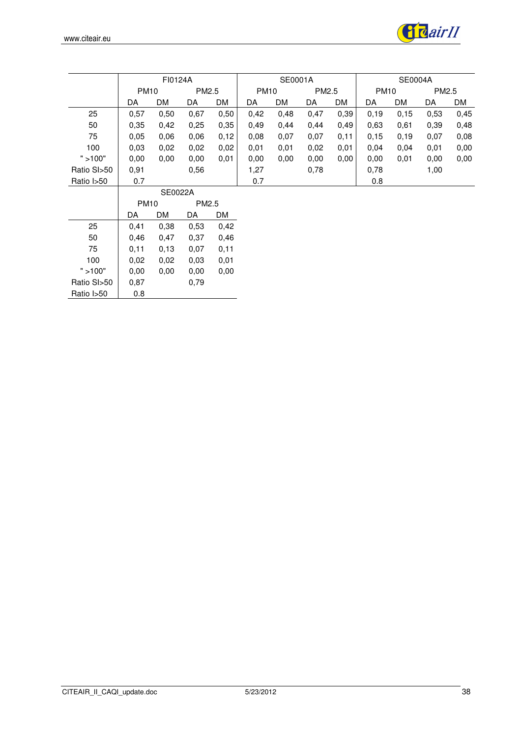| | FI0124A | | | | SE0001A | | | | SE0004A | | | |
|---|---|---|---|---|---|---|---|---|---|---|---|---|
| | PM10 | | PM2.5 | | PM10 | | PM2.5 | | PM10 | | PM2.5 | |
| | DA | DM | DA | DM | DA | DM | DA | DM | DA | DM | DA | DM |
| 25 | 0,57 | 0,50 | 0,67 | 0,50 | 0,42 | 0,48 | 0,47 | 0,39 | 0,19 | 0,15 | 0,53 | 0,45 |
| 50 | 0,35 | 0,42 | 0,25 | 0,35 | 0,49 | 0,44 | 0,44 | 0,49 | 0,63 | 0,61 | 0,39 | 0,48 |
| 75 | 0,05 | 0,06 | 0,06 | 0,12 | 0,08 | 0,07 | 0,07 | 0,11 | 0,15 | 0,19 | 0,07 | 0,08 |
| 100 | 0,03 | 0,02 | 0,02 | 0,02 | 0,01 | 0,01 | 0,02 | 0,01 | 0,04 | 0,04 | 0,01 | 0,00 |
| " >100" | 0,00 | 0,00 | 0,00 | 0,01 | 0,00 | 0,00 | 0,00 | 0,00 | 0,00 | 0,01 | 0,00 | 0,00 |
| Ratio SI>50 | 0,91 | | 0,56 | | 1,27 | | 0,78 | | 0,78 | | 1,00 | |
| Ratio I>50 | 0.7 | | | | 0.7 | | | | 0.8 | | | |

| | SE0022A | | | |
|---|---|---|---|---|
| | PM10 | | PM2.5 | |
| | DA | DM | DA | DM |
| 25 | 0,41 | 0,38 | 0,53 | 0,42 |
| 50 | 0,46 | 0,47 | 0,37 | 0,46 |
| 75 | 0,11 | 0,13 | 0,07 | 0,11 |
| 100 | 0,02 | 0,02 | 0,03 | 0,01 |
| " >100" | 0,00 | 0,00 | 0,00 | 0,00 |
| Ratio SI>50 | 0,87 | | 0,79 | |
| Ratio I>50 | 0.8 | | | |